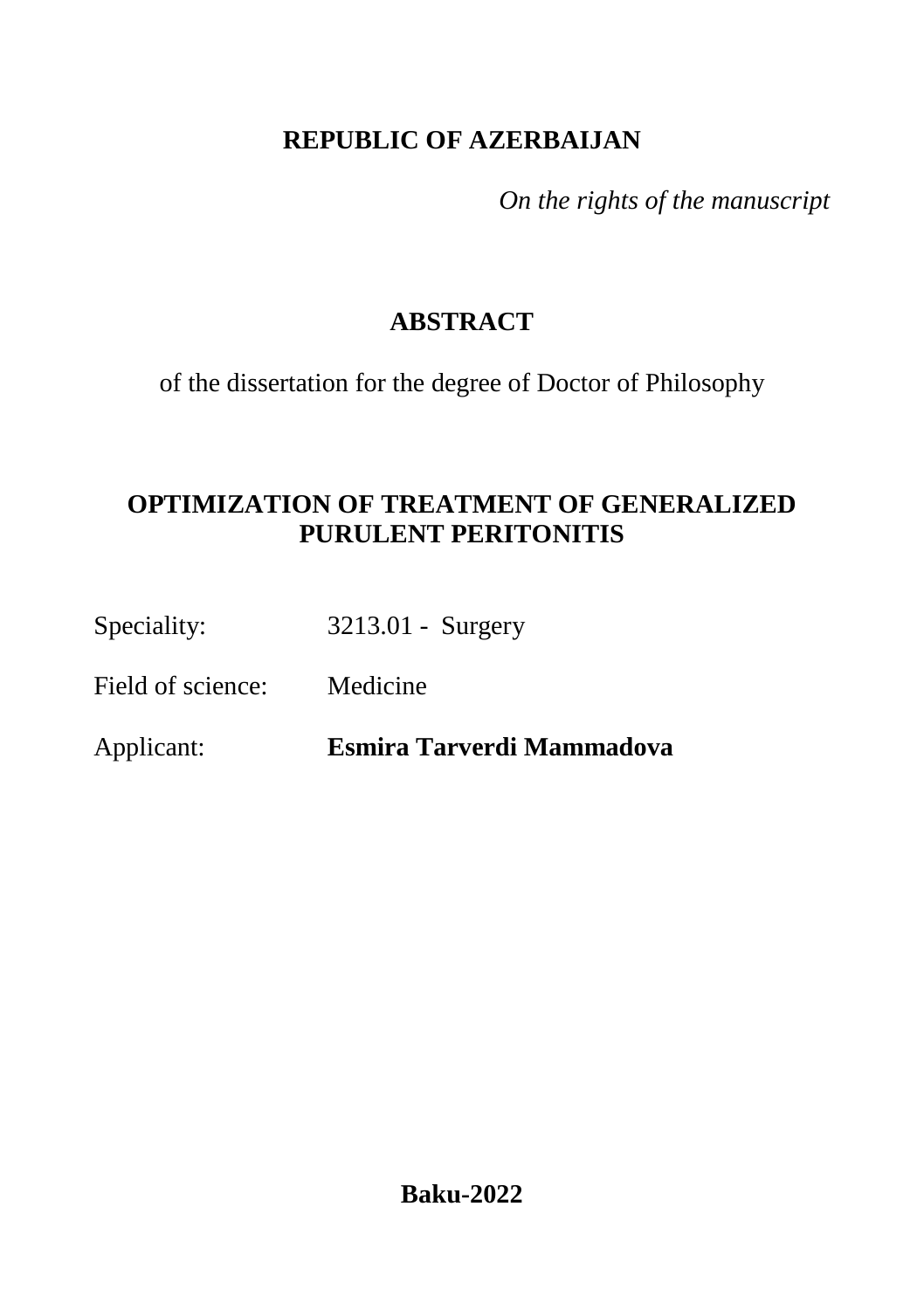**REPUBLIC OF AZERBAIJAN**

*On the rights of the manuscript*

# ABSTRACT

of the dissertation for the degree of Doctor of Philosophy

## OPTIMIZATION OF TREATMENT OF GENERALIZED PURULENT PERITONITIS

Speciality: 3213.01 - Surgery

Field of science: Medicine

Applicant: **Esmira Tarverdi Mammadova**

**Baku-2022**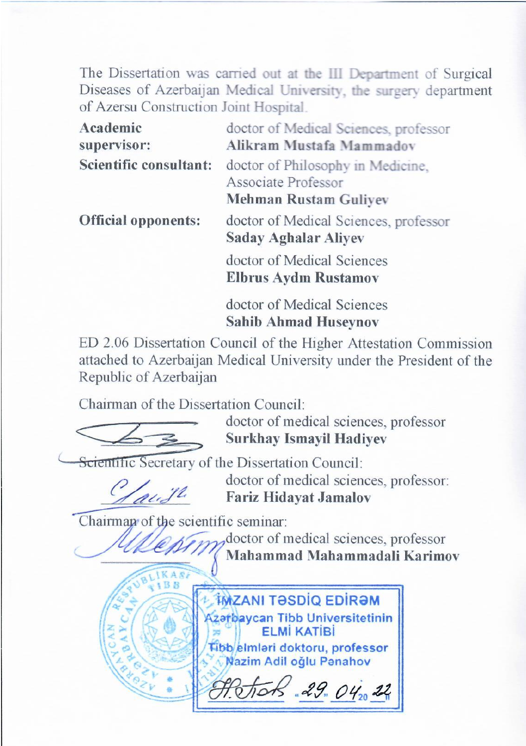The Dissertation was carried out at the III Department of Surgical Diseases of Azerbaijan Medical University, the surgery department of Azersu Construction Joint Hospital.

| | |
|---|---|
| **Academic supervisor:** | doctor of Medical Sciences, professor **Alikram Mustafa Mammadov** |
| **Scientific consultant:** | doctor of Philosophy in Medicine, Associate Professor **Mehman Rustam Guliyev** |
| **Official opponents:** | doctor of Medical Sciences, professor **Saday Aghalar Aliyev** |
| | doctor of Medical Sciences **Elbrus Aydın Rustamov** |
| | doctor of Medical Sciences **Sahib Ahmad Huseynov** |

ED 2.06 Dissertation Council of the Higher Attestation Commission attached to Azerbaijan Medical University under the President of the Republic of Azerbaijan

Chairman of the Dissertation Council:
doctor of medical sciences, professor
**Surkhay Ismayil Hadiyev**

Scientific Secretary of the Dissertation Council:
doctor of medical sciences, professor:
**Fariz Hidayat Jamalov**

Chairman of the scientific seminar:
doctor of medical sciences, professor
**Mahammad Mahammadali Karimov**

**İMZANI TƏSDİQ EDİRƏM**
**Azərbaycan Tibb Universitetinin ELMİ KATİBİ**
**Tibb elmləri doktoru, professor**
**Nazim Adil oğlu Pənahov**

29.04.2022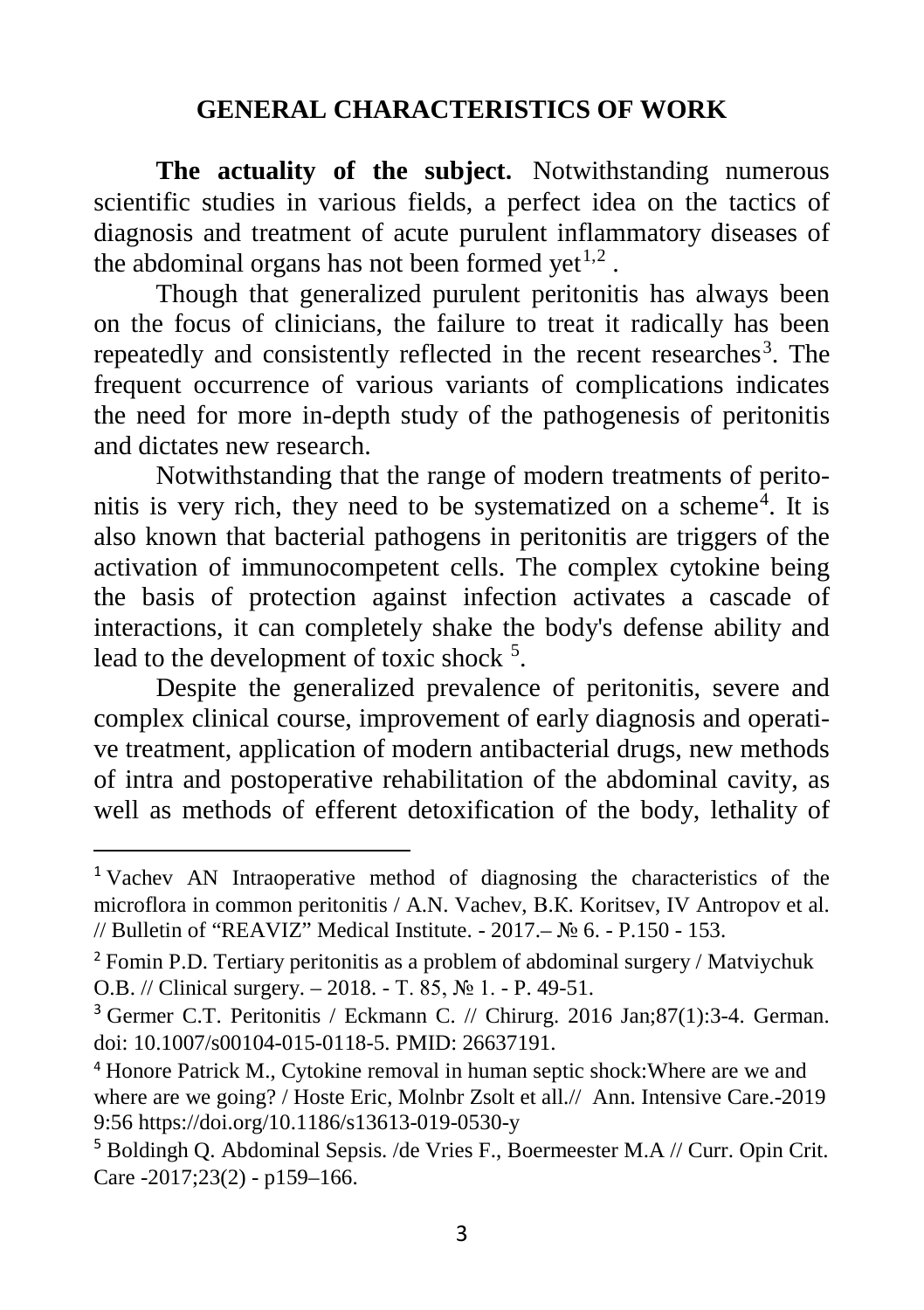## GENERAL CHARACTERISTICS OF WORK

**The actuality of the subject.** Notwithstanding numerous scientific studies in various fields, a perfect idea on the tactics of diagnosis and treatment of acute purulent inflammatory diseases of the abdominal organs has not been formed yet[1,2] .

Though that generalized purulent peritonitis has always been on the focus of clinicians, the failure to treat it radically has been repeatedly and consistently reflected in the recent researches[3]. The frequent occurrence of various variants of complications indicates the need for more in-depth study of the pathogenesis of peritonitis and dictates new research.

Notwithstanding that the range of modern treatments of peritonitis is very rich, they need to be systematized on a scheme[4]. It is also known that bacterial pathogens in peritonitis are triggers of the activation of immunocompetent cells. The complex cytokine being the basis of protection against infection activates a cascade of interactions, it can completely shake the body's defense ability and lead to the development of toxic shock [5].

Despite the generalized prevalence of peritonitis, severe and complex clinical course, improvement of early diagnosis and operative treatment, application of modern antibacterial drugs, new methods of intra and postoperative rehabilitation of the abdominal cavity, as well as methods of efferent detoxification of the body, lethality of

---

[1] Vachev AN Intraoperative method of diagnosing the characteristics of the microflora in common peritonitis / A.N. Vachev, B.K. Koritsev, IV Antropov et al. // Bulletin of "REAVIZ" Medical Institute. - 2017.– № 6. - P.150 - 153.

[2] Fomin P.D. Tertiary peritonitis as a problem of abdominal surgery / Matviychuk O.B. // Clinical surgery. – 2018. - T. 85, № 1. - P. 49-51.

[3] Germer C.T. Peritonitis / Eckmann C. // Chirurg. 2016 Jan;87(1):3-4. German. doi: 10.1007/s00104-015-0118-5. PMID: 26637191.

[4] Honore Patrick M., Cytokine removal in human septic shock:Where are we and where are we going? / Hoste Eric, Molnbr Zsolt et all.// Ann. Intensive Care.-2019 9:56 https://doi.org/10.1186/s13613-019-0530-y

[5] Boldingh Q. Abdominal Sepsis. /de Vries F., Boermeester M.A // Curr. Opin Crit. Care -2017;23(2) - p159–166.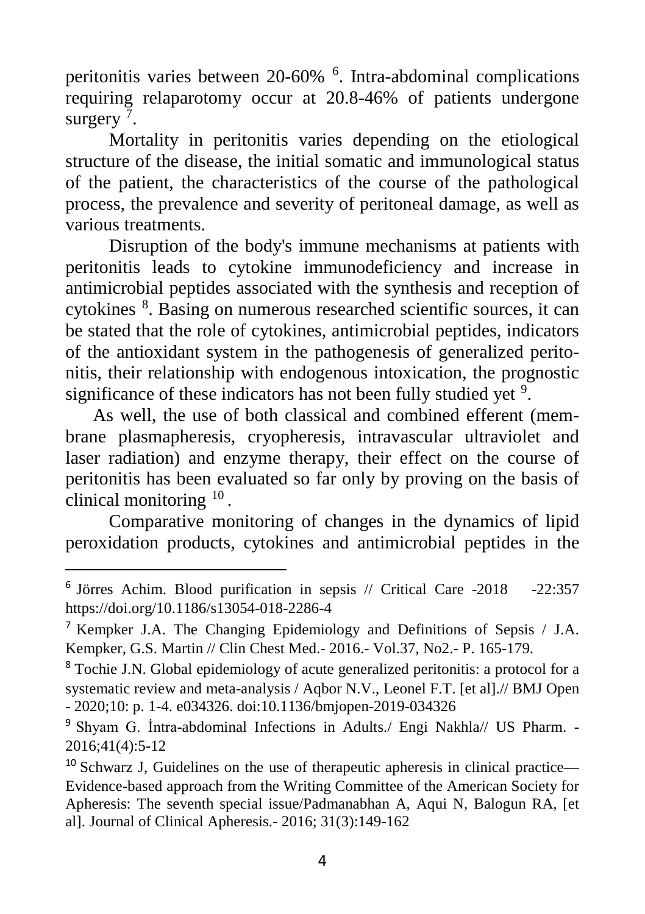peritonitis varies between 20-60% [6]. Intra-abdominal complications requiring relaparotomy occur at 20.8-46% of patients undergone surgery [7].

Mortality in peritonitis varies depending on the etiological structure of the disease, the initial somatic and immunological status of the patient, the characteristics of the course of the pathological process, the prevalence and severity of peritoneal damage, as well as various treatments.

Disruption of the body's immune mechanisms at patients with peritonitis leads to cytokine immunodeficiency and increase in antimicrobial peptides associated with the synthesis and reception of cytokines [8]. Basing on numerous researched scientific sources, it can be stated that the role of cytokines, antimicrobial peptides, indicators of the antioxidant system in the pathogenesis of generalized peritonitis, their relationship with endogenous intoxication, the prognostic significance of these indicators has not been fully studied yet [9].

As well, the use of both classical and combined efferent (membrane plasmapheresis, cryopheresis, intravascular ultraviolet and laser radiation) and enzyme therapy, their effect on the course of peritonitis has been evaluated so far only by proving on the basis of clinical monitoring [10].

Comparative monitoring of changes in the dynamics of lipid peroxidation products, cytokines and antimicrobial peptides in the

---

[6] Jörres Achim. Blood purification in sepsis // Critical Care -2018 -22:357 https://doi.org/10.1186/s13054-018-2286-4

[7] Kempker J.A. The Changing Epidemiology and Definitions of Sepsis / J.A. Kempker, G.S. Martin // Clin Chest Med.- 2016.- Vol.37, No2.- P. 165-179.

[8] Tochie J.N. Global epidemiology of acute generalized peritonitis: a protocol for a systematic review and meta-analysis / Aqbor N.V., Leonel F.T. [et al].// BMJ Open - 2020;10: p. 1-4. e034326. doi:10.1136/bmjopen-2019-034326

[9] Shyam G. İntra-abdominal Infections in Adults./ Engi Nakhla// US Pharm. - 2016;41(4):5-12

[10] Schwarz J, Guidelines on the use of therapeutic apheresis in clinical practice—Evidence-based approach from the Writing Committee of the American Society for Apheresis: The seventh special issue/Padmanabhan A, Aqui N, Balogun RA, [et al]. Journal of Clinical Apheresis.- 2016; 31(3):149-162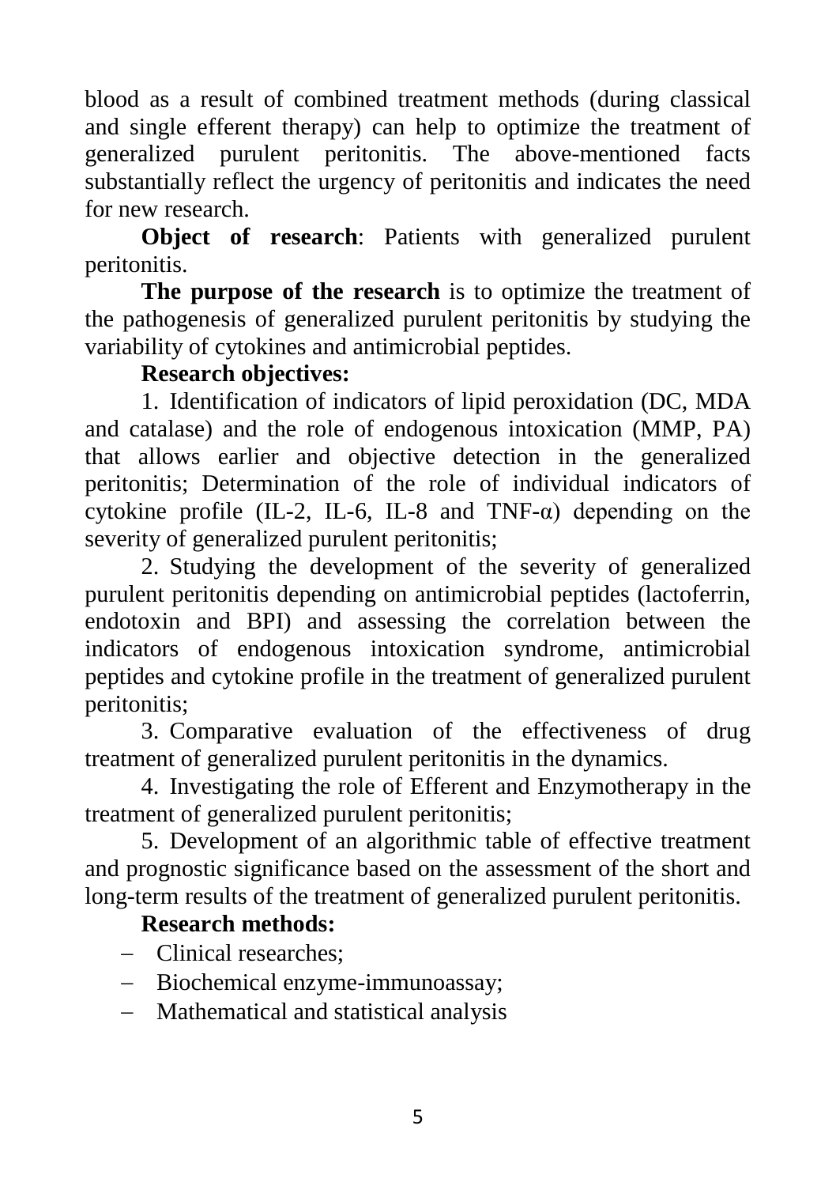blood as a result of combined treatment methods (during classical and single efferent therapy) can help to optimize the treatment of generalized purulent peritonitis. The above-mentioned facts substantially reflect the urgency of peritonitis and indicates the need for new research.

**Object of research**: Patients with generalized purulent peritonitis.

**The purpose of the research** is to optimize the treatment of the pathogenesis of generalized purulent peritonitis by studying the variability of cytokines and antimicrobial peptides.

**Research objectives:**

1. Identification of indicators of lipid peroxidation (DC, MDA and catalase) and the role of endogenous intoxication (MMP, PA) that allows earlier and objective detection in the generalized peritonitis; Determination of the role of individual indicators of cytokine profile (IL-2, IL-6, IL-8 and TNF-α) depending on the severity of generalized purulent peritonitis;
2. Studying the development of the severity of generalized purulent peritonitis depending on antimicrobial peptides (lactoferrin, endotoxin and BPI) and assessing the correlation between the indicators of endogenous intoxication syndrome, antimicrobial peptides and cytokine profile in the treatment of generalized purulent peritonitis;
3. Comparative evaluation of the effectiveness of drug treatment of generalized purulent peritonitis in the dynamics.
4. Investigating the role of Efferent and Enzymotherapy in the treatment of generalized purulent peritonitis;
5. Development of an algorithmic table of effective treatment and prognostic significance based on the assessment of the short and long-term results of the treatment of generalized purulent peritonitis.

**Research methods:**

- Clinical researches;
- Biochemical enzyme-immunoassay;
- Mathematical and statistical analysis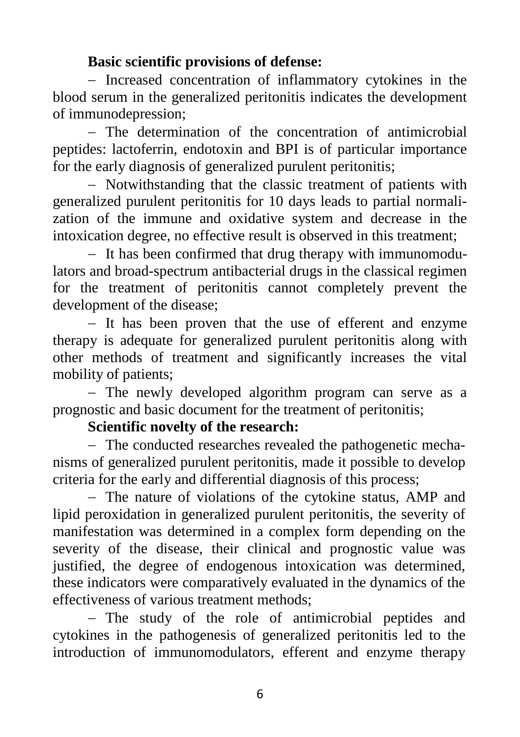**Basic scientific provisions of defense:**

– Increased concentration of inflammatory cytokines in the blood serum in the generalized peritonitis indicates the development of immunodepression;

– The determination of the concentration of antimicrobial peptides: lactoferrin, endotoxin and BPI is of particular importance for the early diagnosis of generalized purulent peritonitis;

– Notwithstanding that the classic treatment of patients with generalized purulent peritonitis for 10 days leads to partial normalization of the immune and oxidative system and decrease in the intoxication degree, no effective result is observed in this treatment;

– It has been confirmed that drug therapy with immunomodulators and broad-spectrum antibacterial drugs in the classical regimen for the treatment of peritonitis cannot completely prevent the development of the disease;

– It has been proven that the use of efferent and enzyme therapy is adequate for generalized purulent peritonitis along with other methods of treatment and significantly increases the vital mobility of patients;

– The newly developed algorithm program can serve as a prognostic and basic document for the treatment of peritonitis;

**Scientific novelty of the research:**

– The conducted researches revealed the pathogenetic mechanisms of generalized purulent peritonitis, made it possible to develop criteria for the early and differential diagnosis of this process;

– The nature of violations of the cytokine status, AMP and lipid peroxidation in generalized purulent peritonitis, the severity of manifestation was determined in a complex form depending on the severity of the disease, their clinical and prognostic value was justified, the degree of endogenous intoxication was determined, these indicators were comparatively evaluated in the dynamics of the effectiveness of various treatment methods;

– The study of the role of antimicrobial peptides and cytokines in the pathogenesis of generalized peritonitis led to the introduction of immunomodulators, efferent and enzyme therapy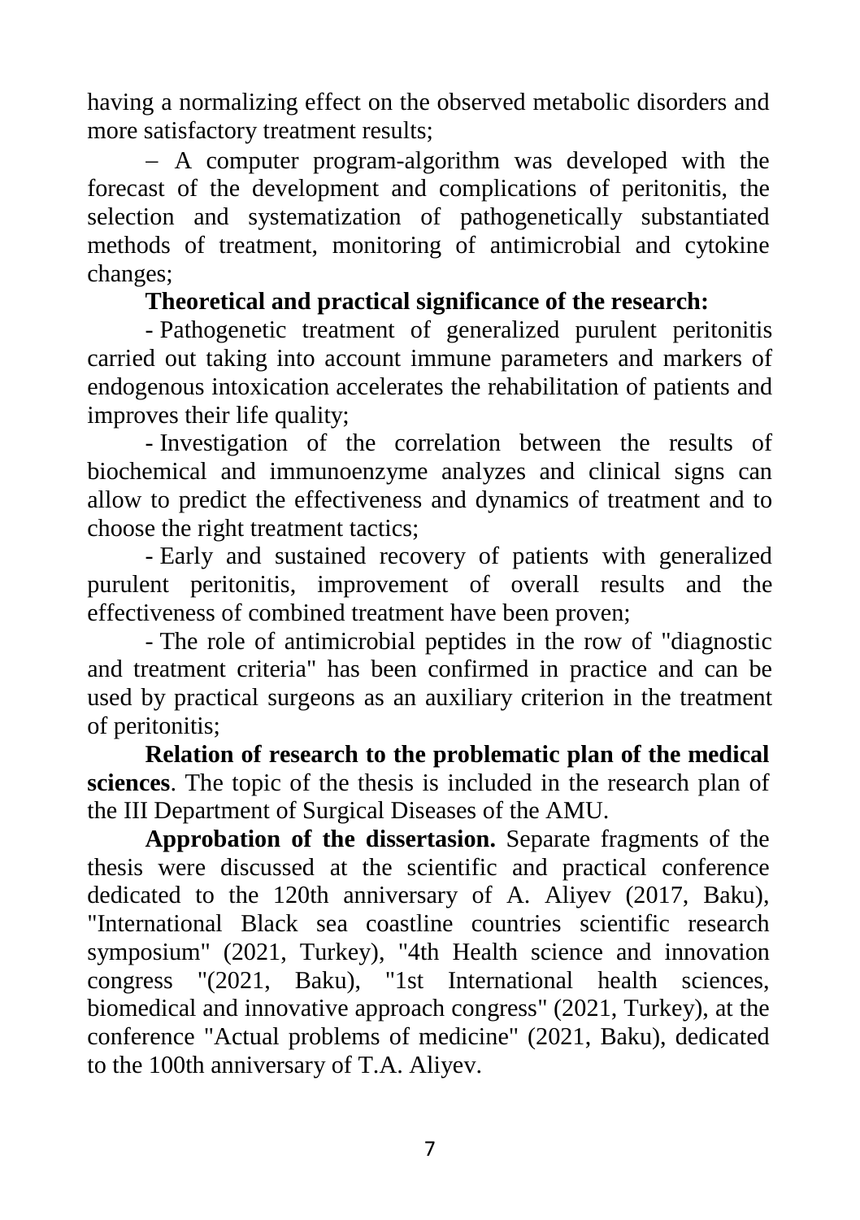having a normalizing effect on the observed metabolic disorders and more satisfactory treatment results;

– A computer program-algorithm was developed with the forecast of the development and complications of peritonitis, the selection and systematization of pathogenetically substantiated methods of treatment, monitoring of antimicrobial and cytokine changes;

**Theoretical and practical significance of the research:**

- Pathogenetic treatment of generalized purulent peritonitis carried out taking into account immune parameters and markers of endogenous intoxication accelerates the rehabilitation of patients and improves their life quality;
- Investigation of the correlation between the results of biochemical and immunoenzyme analyzes and clinical signs can allow to predict the effectiveness and dynamics of treatment and to choose the right treatment tactics;
- Early and sustained recovery of patients with generalized purulent peritonitis, improvement of overall results and the effectiveness of combined treatment have been proven;
- The role of antimicrobial peptides in the row of "diagnostic and treatment criteria" has been confirmed in practice and can be used by practical surgeons as an auxiliary criterion in the treatment of peritonitis;

**Relation of research to the problematic plan of the medical sciences**. The topic of the thesis is included in the research plan of the III Department of Surgical Diseases of the AMU.

**Approbation of the dissertasion.** Separate fragments of the thesis were discussed at the scientific and practical conference dedicated to the 120th anniversary of A. Aliyev (2017, Baku), "International Black sea coastline countries scientific research symposium" (2021, Turkey), "4th Health science and innovation congress "(2021, Baku), "1st International health sciences, biomedical and innovative approach congress" (2021, Turkey), at the conference "Actual problems of medicine" (2021, Baku), dedicated to the 100th anniversary of T.A. Aliyev.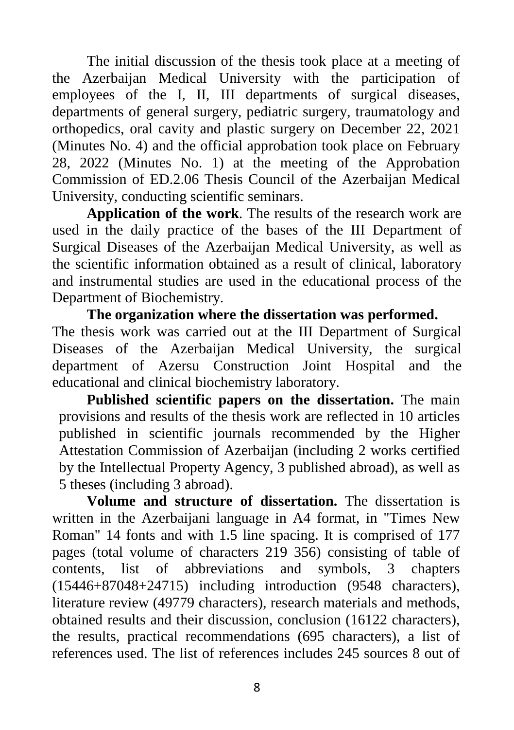The initial discussion of the thesis took place at a meeting of the Azerbaijan Medical University with the participation of employees of the I, II, III departments of surgical diseases, departments of general surgery, pediatric surgery, traumatology and orthopedics, oral cavity and plastic surgery on December 22, 2021 (Minutes No. 4) and the official approbation took place on February 28, 2022 (Minutes No. 1) at the meeting of the Approbation Commission of ED.2.06 Thesis Council of the Azerbaijan Medical University, conducting scientific seminars.

**Application of the work**. The results of the research work are used in the daily practice of the bases of the III Department of Surgical Diseases of the Azerbaijan Medical University, as well as the scientific information obtained as a result of clinical, laboratory and instrumental studies are used in the educational process of the Department of Biochemistry.

**The organization where the dissertation was performed.** The thesis work was carried out at the III Department of Surgical Diseases of the Azerbaijan Medical University, the surgical department of Azersu Construction Joint Hospital and the educational and clinical biochemistry laboratory.

**Published scientific papers on the dissertation.** The main provisions and results of the thesis work are reflected in 10 articles published in scientific journals recommended by the Higher Attestation Commission of Azerbaijan (including 2 works certified by the Intellectual Property Agency, 3 published abroad), as well as 5 theses (including 3 abroad).

**Volume and structure of dissertation.** The dissertation is written in the Azerbaijani language in A4 format, in "Times New Roman" 14 fonts and with 1.5 line spacing. It is comprised of 177 pages (total volume of characters 219 356) consisting of table of contents, list of abbreviations and symbols, 3 chapters (15446+87048+24715) including introduction (9548 characters), literature review (49779 characters), research materials and methods, obtained results and their discussion, conclusion (16122 characters), the results, practical recommendations (695 characters), a list of references used. The list of references includes 245 sources 8 out of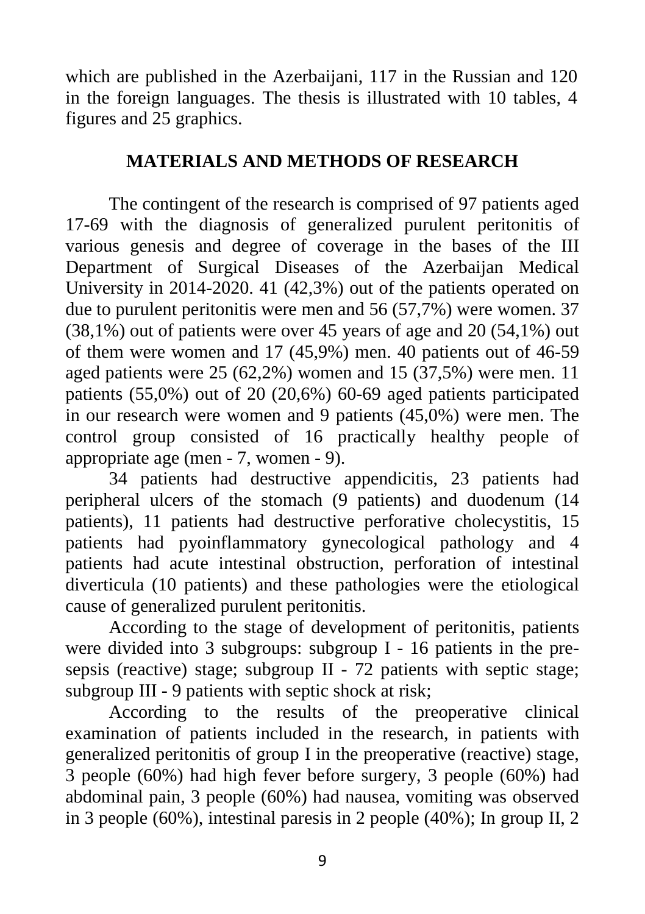which are published in the Azerbaijani, 117 in the Russian and 120 in the foreign languages. The thesis is illustrated with 10 tables, 4 figures and 25 graphics.

## MATERIALS AND METHODS OF RESEARCH

The contingent of the research is comprised of 97 patients aged 17-69 with the diagnosis of generalized purulent peritonitis of various genesis and degree of coverage in the bases of the III Department of Surgical Diseases of the Azerbaijan Medical University in 2014-2020. 41 (42,3%) out of the patients operated on due to purulent peritonitis were men and 56 (57,7%) were women. 37 (38,1%) out of patients were over 45 years of age and 20 (54,1%) out of them were women and 17 (45,9%) men. 40 patients out of 46-59 aged patients were 25 (62,2%) women and 15 (37,5%) were men. 11 patients (55,0%) out of 20 (20,6%) 60-69 aged patients participated in our research were women and 9 patients (45,0%) were men. The control group consisted of 16 practically healthy people of appropriate age (men - 7, women - 9).

34 patients had destructive appendicitis, 23 patients had peripheral ulcers of the stomach (9 patients) and duodenum (14 patients), 11 patients had destructive perforative cholecystitis, 15 patients had pyoinflammatory gynecological pathology and 4 patients had acute intestinal obstruction, perforation of intestinal diverticula (10 patients) and these pathologies were the etiological cause of generalized purulent peritonitis.

According to the stage of development of peritonitis, patients were divided into 3 subgroups: subgroup I - 16 patients in the pre-sepsis (reactive) stage; subgroup II - 72 patients with septic stage; subgroup III - 9 patients with septic shock at risk;

According to the results of the preoperative clinical examination of patients included in the research, in patients with generalized peritonitis of group I in the preoperative (reactive) stage, 3 people (60%) had high fever before surgery, 3 people (60%) had abdominal pain, 3 people (60%) had nausea, vomiting was observed in 3 people (60%), intestinal paresis in 2 people (40%); In group II, 2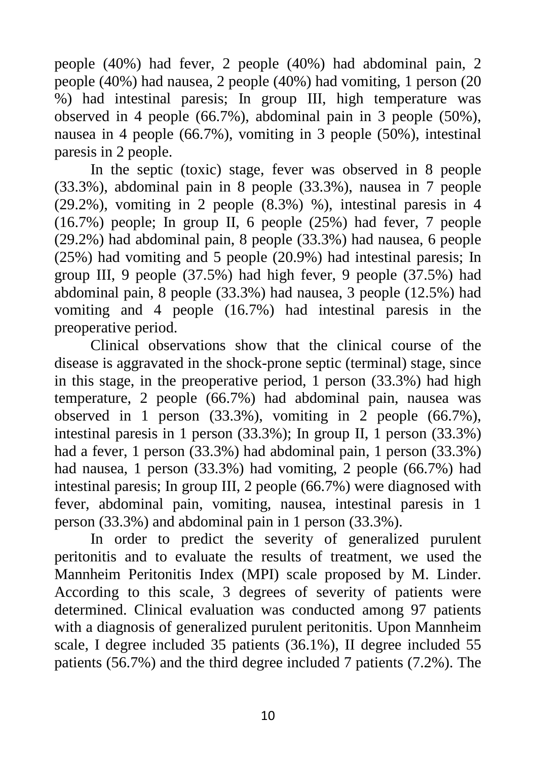people (40%) had fever, 2 people (40%) had abdominal pain, 2 people (40%) had nausea, 2 people (40%) had vomiting, 1 person (20 %) had intestinal paresis; In group III, high temperature was observed in 4 people (66.7%), abdominal pain in 3 people (50%), nausea in 4 people (66.7%), vomiting in 3 people (50%), intestinal paresis in 2 people.

In the septic (toxic) stage, fever was observed in 8 people (33.3%), abdominal pain in 8 people (33.3%), nausea in 7 people (29.2%), vomiting in 2 people (8.3%) %), intestinal paresis in 4 (16.7%) people; In group II, 6 people (25%) had fever, 7 people (29.2%) had abdominal pain, 8 people (33.3%) had nausea, 6 people (25%) had vomiting and 5 people (20.9%) had intestinal paresis; In group III, 9 people (37.5%) had high fever, 9 people (37.5%) had abdominal pain, 8 people (33.3%) had nausea, 3 people (12.5%) had vomiting and 4 people (16.7%) had intestinal paresis in the preoperative period.

Clinical observations show that the clinical course of the disease is aggravated in the shock-prone septic (terminal) stage, since in this stage, in the preoperative period, 1 person (33.3%) had high temperature, 2 people (66.7%) had abdominal pain, nausea was observed in 1 person (33.3%), vomiting in 2 people (66.7%), intestinal paresis in 1 person (33.3%); In group II, 1 person (33.3%) had a fever, 1 person (33.3%) had abdominal pain, 1 person (33.3%) had nausea, 1 person (33.3%) had vomiting, 2 people (66.7%) had intestinal paresis; In group III, 2 people (66.7%) were diagnosed with fever, abdominal pain, vomiting, nausea, intestinal paresis in 1 person (33.3%) and abdominal pain in 1 person (33.3%).

In order to predict the severity of generalized purulent peritonitis and to evaluate the results of treatment, we used the Mannheim Peritonitis Index (MPI) scale proposed by M. Linder. According to this scale, 3 degrees of severity of patients were determined. Clinical evaluation was conducted among 97 patients with a diagnosis of generalized purulent peritonitis. Upon Mannheim scale, I degree included 35 patients (36.1%), II degree included 55 patients (56.7%) and the third degree included 7 patients (7.2%). The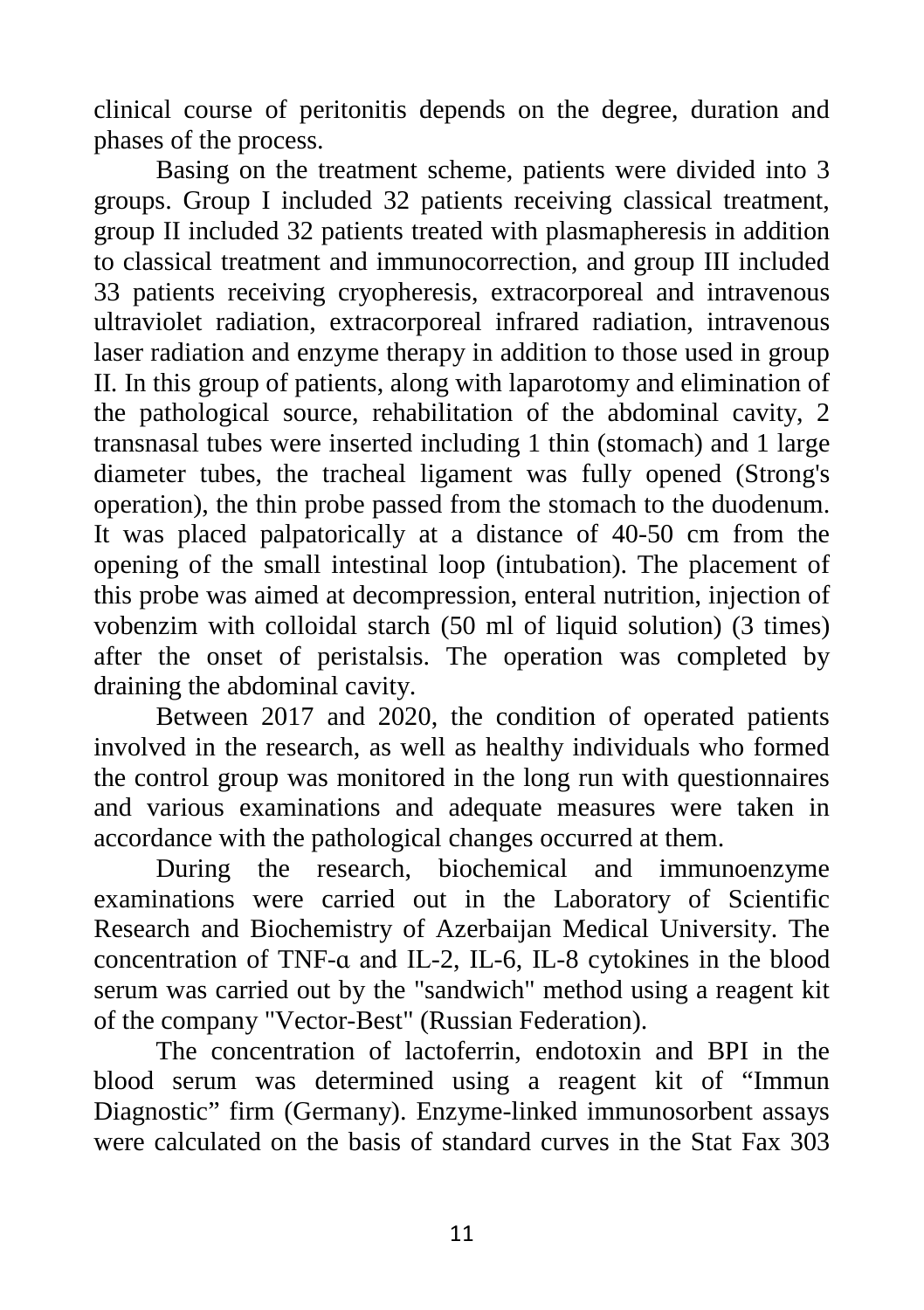clinical course of peritonitis depends on the degree, duration and phases of the process.

Basing on the treatment scheme, patients were divided into 3 groups. Group I included 32 patients receiving classical treatment, group II included 32 patients treated with plasmapheresis in addition to classical treatment and immunocorrection, and group III included 33 patients receiving cryopheresis, extracorporeal and intravenous ultraviolet radiation, extracorporeal infrared radiation, intravenous laser radiation and enzyme therapy in addition to those used in group II. In this group of patients, along with laparotomy and elimination of the pathological source, rehabilitation of the abdominal cavity, 2 transnasal tubes were inserted including 1 thin (stomach) and 1 large diameter tubes, the tracheal ligament was fully opened (Strong's operation), the thin probe passed from the stomach to the duodenum. It was placed palpatorically at a distance of 40-50 cm from the opening of the small intestinal loop (intubation). The placement of this probe was aimed at decompression, enteral nutrition, injection of vobenzim with colloidal starch (50 ml of liquid solution) (3 times) after the onset of peristalsis. The operation was completed by draining the abdominal cavity.

Between 2017 and 2020, the condition of operated patients involved in the research, as well as healthy individuals who formed the control group was monitored in the long run with questionnaires and various examinations and adequate measures were taken in accordance with the pathological changes occurred at them.

During the research, biochemical and immunoenzyme examinations were carried out in the Laboratory of Scientific Research and Biochemistry of Azerbaijan Medical University. The concentration of TNF-α and IL-2, IL-6, IL-8 cytokines in the blood serum was carried out by the "sandwich" method using a reagent kit of the company "Vector-Best" (Russian Federation).

The concentration of lactoferrin, endotoxin and BPI in the blood serum was determined using a reagent kit of "Immun Diagnostic" firm (Germany). Enzyme-linked immunosorbent assays were calculated on the basis of standard curves in the Stat Fax 303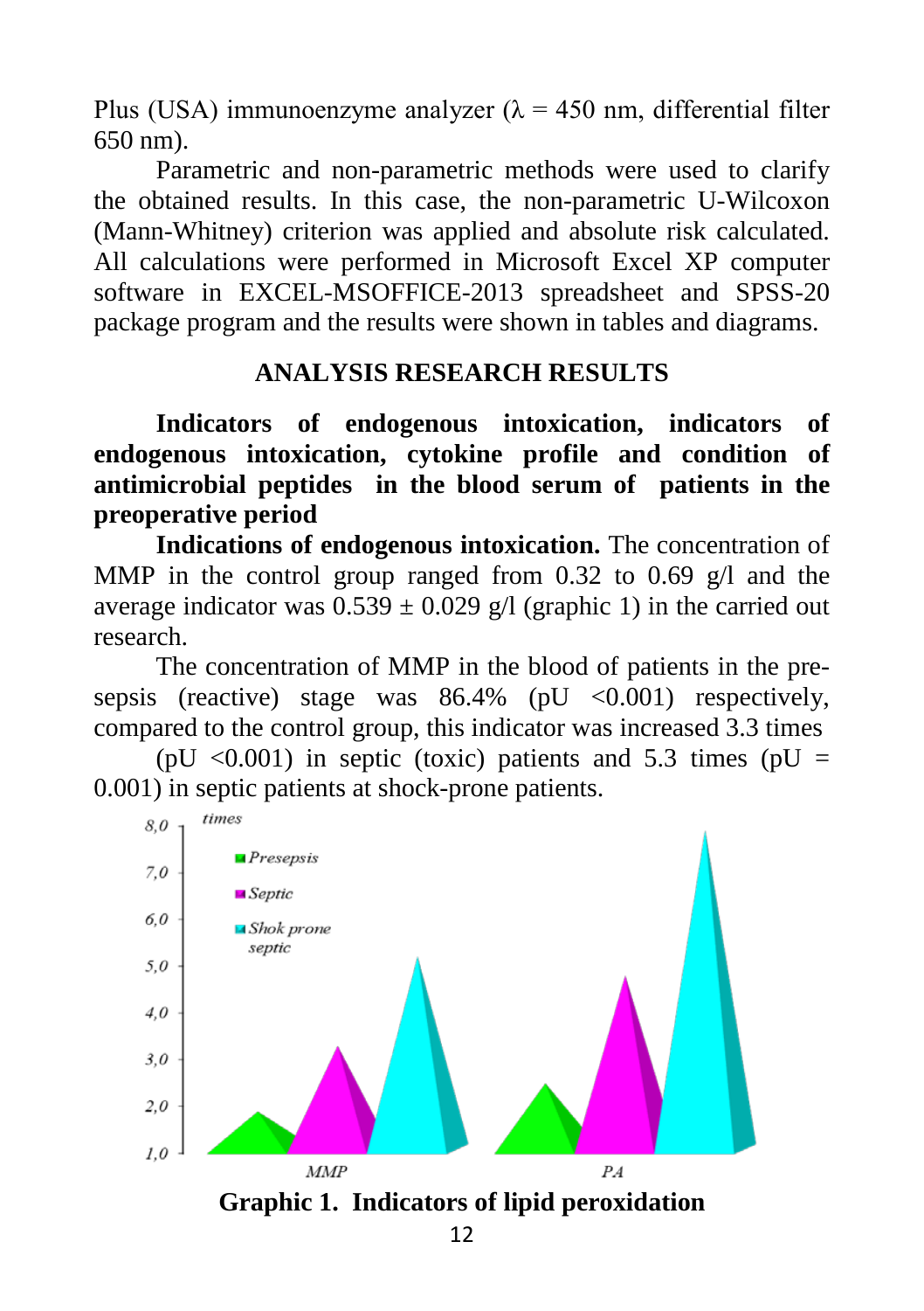Plus (USA) immunoenzyme analyzer ($\lambda$ = 450 nm, differential filter 650 nm).

Parametric and non-parametric methods were used to clarify the obtained results. In this case, the non-parametric U-Wilcoxon (Mann-Whitney) criterion was applied and absolute risk calculated. All calculations were performed in Microsoft Excel XP computer software in EXCEL-MSOFFICE-2013 spreadsheet and SPSS-20 package program and the results were shown in tables and diagrams.

## ANALYSIS RESEARCH RESULTS

### Indicators of endogenous intoxication, indicators of endogenous intoxication, cytokine profile and condition of antimicrobial peptides in the blood serum of patients in the preoperative period

**Indications of endogenous intoxication.** The concentration of MMP in the control group ranged from 0.32 to 0.69 g/l and the average indicator was 0.539 ± 0.029 g/l (graphic 1) in the carried out research.

The concentration of MMP in the blood of patients in the pre-sepsis (reactive) stage was 86.4% (pU <0.001) respectively, compared to the control group, this indicator was increased 3.3 times

(pU <0.001) in septic (toxic) patients and 5.3 times (pU = 0.001) in septic patients at shock-prone patients.

**Graphic 1. Indicators of lipid peroxidation**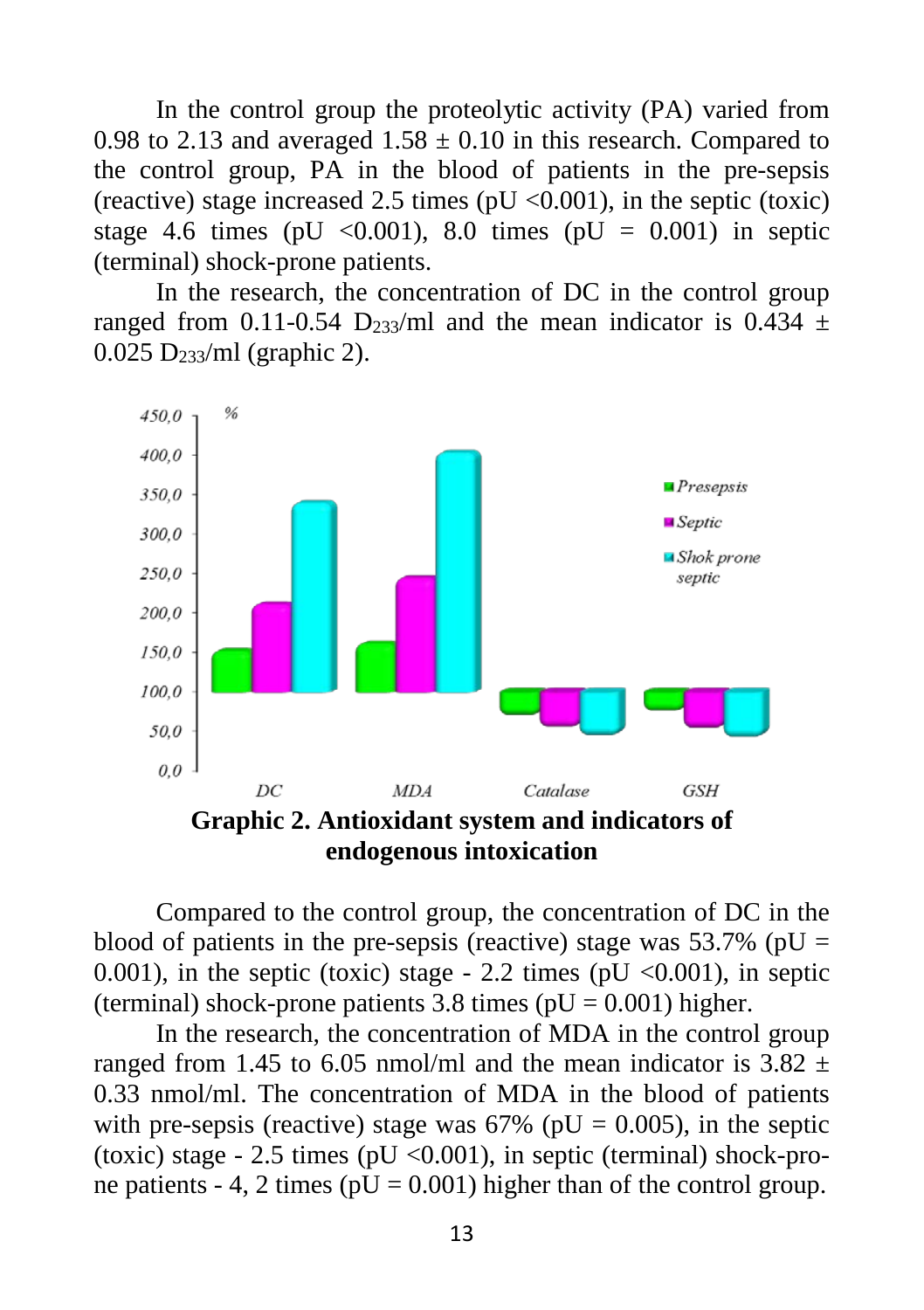In the control group the proteolytic activity (PA) varied from 0.98 to 2.13 and averaged 1.58 ± 0.10 in this research. Compared to the control group, PA in the blood of patients in the pre-sepsis (reactive) stage increased 2.5 times (pU <0.001), in the septic (toxic) stage 4.6 times (pU <0.001), 8.0 times (pU = 0.001) in septic (terminal) shock-prone patients.

In the research, the concentration of DC in the control group ranged from 0.11-0.54 $D_{233}$/ml and the mean indicator is 0.434 ± 0.025 $D_{233}$/ml (graphic 2).

**Graphic 2. Antioxidant system and indicators of endogenous intoxication**

Compared to the control group, the concentration of DC in the blood of patients in the pre-sepsis (reactive) stage was 53.7% (pU = 0.001), in the septic (toxic) stage - 2.2 times (pU <0.001), in septic (terminal) shock-prone patients 3.8 times (pU = 0.001) higher.

In the research, the concentration of MDA in the control group ranged from 1.45 to 6.05 nmol/ml and the mean indicator is 3.82 ± 0.33 nmol/ml. The concentration of MDA in the blood of patients with pre-sepsis (reactive) stage was 67% (pU = 0.005), in the septic (toxic) stage - 2.5 times (pU <0.001), in septic (terminal) shock-prone patients - 4, 2 times (pU = 0.001) higher than of the control group.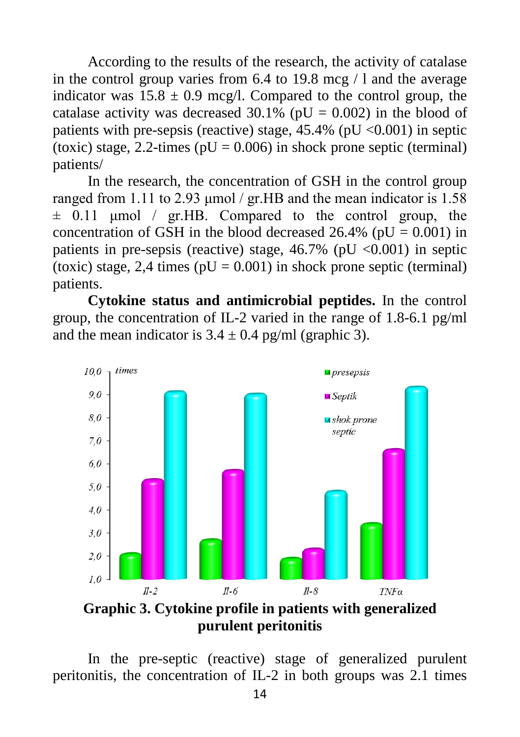According to the results of the research, the activity of catalase in the control group varies from 6.4 to 19.8 mcg / l and the average indicator was 15.8 ± 0.9 mcg/l. Compared to the control group, the catalase activity was decreased 30.1% (pU = 0.002) in the blood of patients with pre-sepsis (reactive) stage, 45.4% (pU <0.001) in septic (toxic) stage, 2.2-times (pU = 0.006) in shock prone septic (terminal) patients/

In the research, the concentration of GSH in the control group ranged from 1.11 to 2.93 μmol / gr.HB and the mean indicator is 1.58 ± 0.11 μmol / gr.HB. Compared to the control group, the concentration of GSH in the blood decreased 26.4% (pU = 0.001) in patients in pre-sepsis (reactive) stage, 46.7% (pU <0.001) in septic (toxic) stage, 2,4 times (pU = 0.001) in shock prone septic (terminal) patients.

**Cytokine status and antimicrobial peptides.** In the control group, the concentration of IL-2 varied in the range of 1.8-6.1 pg/ml and the mean indicator is 3.4 ± 0.4 pg/ml (graphic 3).

**Graphic 3. Cytokine profile in patients with generalized purulent peritonitis**

In the pre-septic (reactive) stage of generalized purulent peritonitis, the concentration of IL-2 in both groups was 2.1 times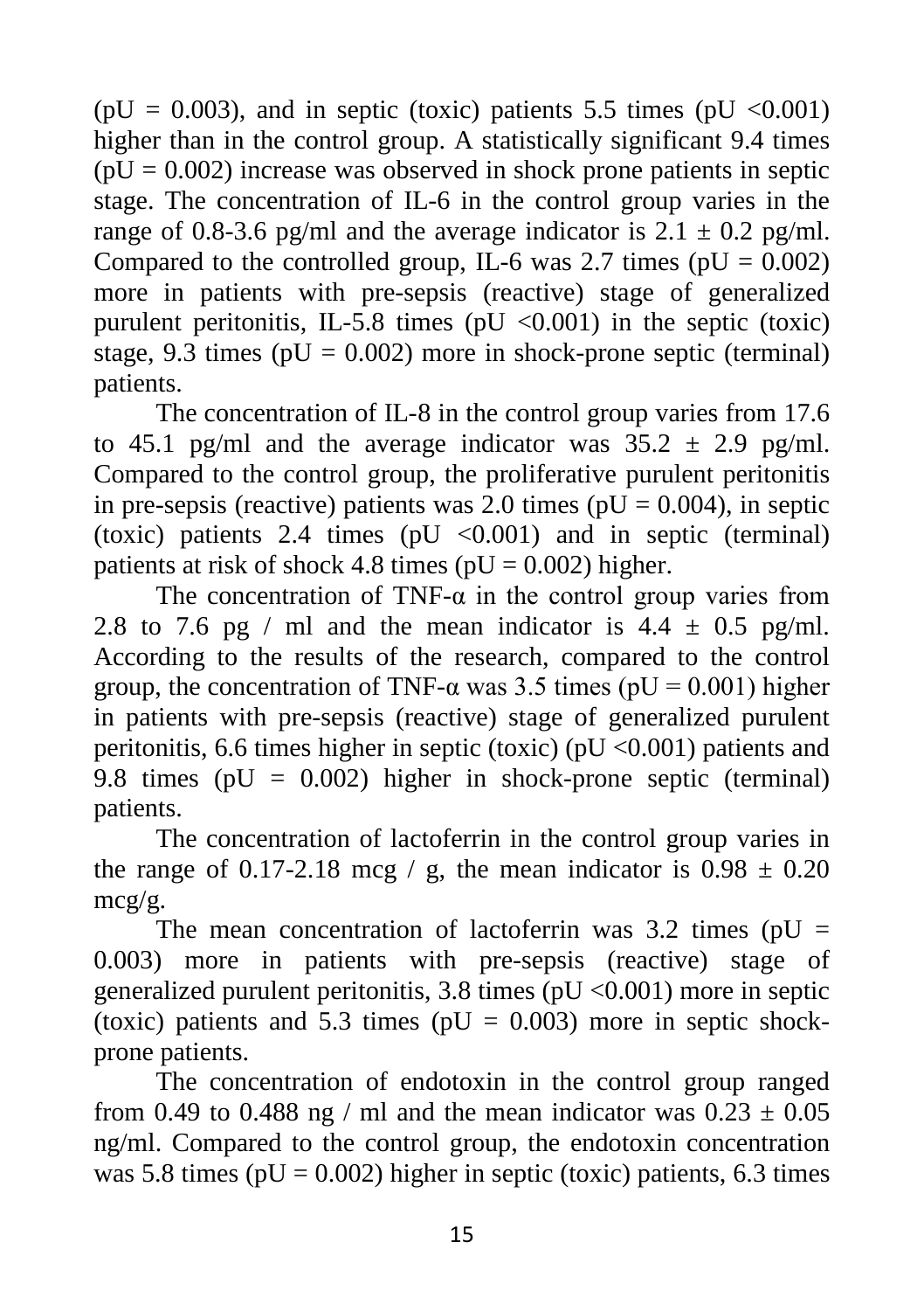($pU = 0.003$), and in septic (toxic) patients 5.5 times ($pU < 0.001$) higher than in the control group. A statistically significant 9.4 times ($pU = 0.002$) increase was observed in shock prone patients in septic stage. The concentration of IL-6 in the control group varies in the range of 0.8-3.6 pg/ml and the average indicator is 2.1 ± 0.2 pg/ml. Compared to the controlled group, IL-6 was 2.7 times ($pU = 0.002$) more in patients with pre-sepsis (reactive) stage of generalized purulent peritonitis, IL-5.8 times ($pU < 0.001$) in the septic (toxic) stage, 9.3 times ($pU = 0.002$) more in shock-prone septic (terminal) patients.

The concentration of IL-8 in the control group varies from 17.6 to 45.1 pg/ml and the average indicator was 35.2 ± 2.9 pg/ml. Compared to the control group, the proliferative purulent peritonitis in pre-sepsis (reactive) patients was 2.0 times ($pU = 0.004$), in septic (toxic) patients 2.4 times ($pU < 0.001$) and in septic (terminal) patients at risk of shock 4.8 times ($pU = 0.002$) higher.

The concentration of TNF-α in the control group varies from 2.8 to 7.6 pg / ml and the mean indicator is 4.4 ± 0.5 pg/ml. According to the results of the research, compared to the control group, the concentration of TNF-α was 3.5 times ($pU = 0.001$) higher in patients with pre-sepsis (reactive) stage of generalized purulent peritonitis, 6.6 times higher in septic (toxic) ($pU < 0.001$) patients and 9.8 times ($pU = 0.002$) higher in shock-prone septic (terminal) patients.

The concentration of lactoferrin in the control group varies in the range of 0.17-2.18 mcg / g, the mean indicator is 0.98 ± 0.20 mcg/g.

The mean concentration of lactoferrin was 3.2 times ($pU = 0.003$) more in patients with pre-sepsis (reactive) stage of generalized purulent peritonitis, 3.8 times ($pU < 0.001$) more in septic (toxic) patients and 5.3 times ($pU = 0.003$) more in septic shock-prone patients.

The concentration of endotoxin in the control group ranged from 0.49 to 0.488 ng / ml and the mean indicator was 0.23 ± 0.05 ng/ml. Compared to the control group, the endotoxin concentration was 5.8 times ($pU = 0.002$) higher in septic (toxic) patients, 6.3 times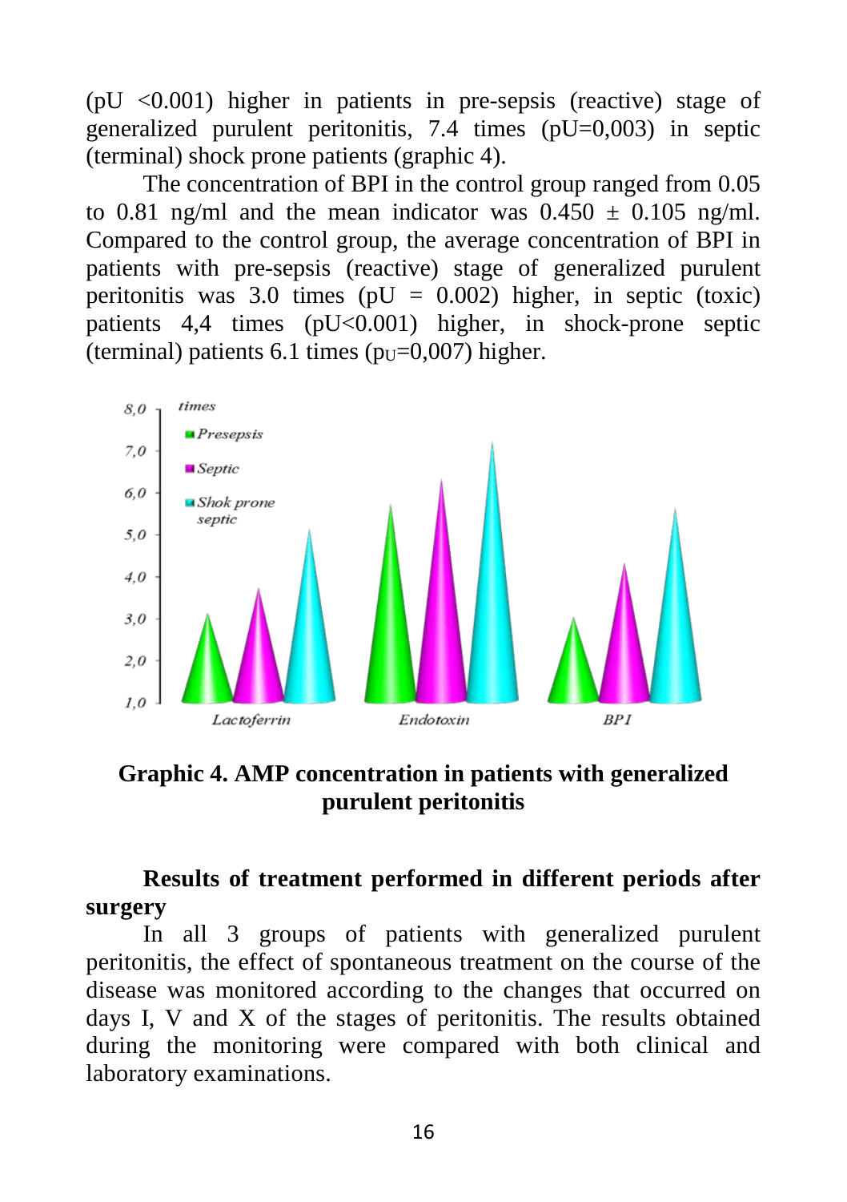(pU <0.001) higher in patients in pre-sepsis (reactive) stage of generalized purulent peritonitis, 7.4 times (pU=0,003) in septic (terminal) shock prone patients (graphic 4).

The concentration of BPI in the control group ranged from 0.05 to 0.81 ng/ml and the mean indicator was 0.450 ± 0.105 ng/ml. Compared to the control group, the average concentration of BPI in patients with pre-sepsis (reactive) stage of generalized purulent peritonitis was 3.0 times (pU = 0.002) higher, in septic (toxic) patients 4,4 times (pU<0.001) higher, in shock-prone septic (terminal) patients 6.1 times ($p_U$=0,007) higher.

**Graphic 4. AMP concentration in patients with generalized purulent peritonitis**

**Results of treatment performed in different periods after surgery**

In all 3 groups of patients with generalized purulent peritonitis, the effect of spontaneous treatment on the course of the disease was monitored according to the changes that occurred on days I, V and X of the stages of peritonitis. The results obtained during the monitoring were compared with both clinical and laboratory examinations.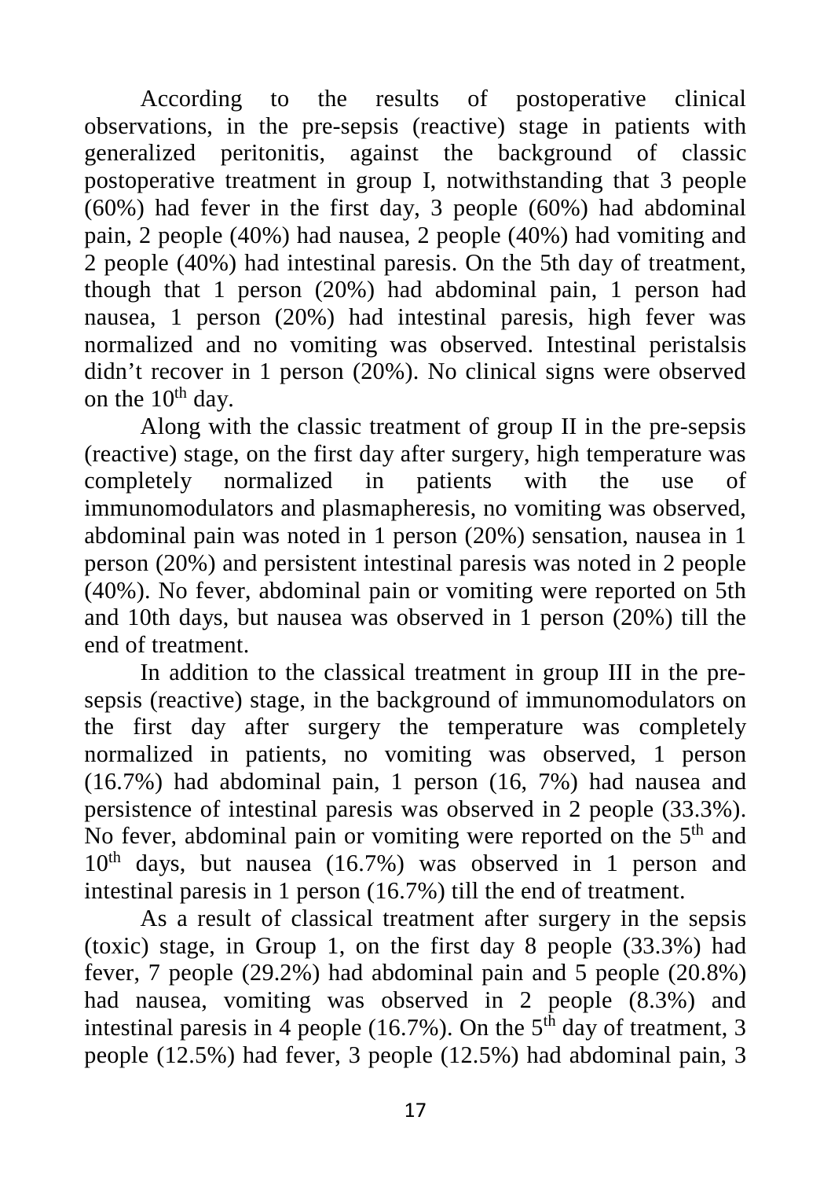According to the results of postoperative clinical observations, in the pre-sepsis (reactive) stage in patients with generalized peritonitis, against the background of classic postoperative treatment in group I, notwithstanding that 3 people (60%) had fever in the first day, 3 people (60%) had abdominal pain, 2 people (40%) had nausea, 2 people (40%) had vomiting and 2 people (40%) had intestinal paresis. On the 5th day of treatment, though that 1 person (20%) had abdominal pain, 1 person had nausea, 1 person (20%) had intestinal paresis, high fever was normalized and no vomiting was observed. Intestinal peristalsis didn't recover in 1 person (20%). No clinical signs were observed on the 10$^{th}$ day.

Along with the classic treatment of group II in the pre-sepsis (reactive) stage, on the first day after surgery, high temperature was completely normalized in patients with the use of immunomodulators and plasmapheresis, no vomiting was observed, abdominal pain was noted in 1 person (20%) sensation, nausea in 1 person (20%) and persistent intestinal paresis was noted in 2 people (40%). No fever, abdominal pain or vomiting were reported on 5th and 10th days, but nausea was observed in 1 person (20%) till the end of treatment.

In addition to the classical treatment in group III in the pre-sepsis (reactive) stage, in the background of immunomodulators on the first day after surgery the temperature was completely normalized in patients, no vomiting was observed, 1 person (16.7%) had abdominal pain, 1 person (16, 7%) had nausea and persistence of intestinal paresis was observed in 2 people (33.3%). No fever, abdominal pain or vomiting were reported on the 5$^{th}$ and 10$^{th}$ days, but nausea (16.7%) was observed in 1 person and intestinal paresis in 1 person (16.7%) till the end of treatment.

As a result of classical treatment after surgery in the sepsis (toxic) stage, in Group 1, on the first day 8 people (33.3%) had fever, 7 people (29.2%) had abdominal pain and 5 people (20.8%) had nausea, vomiting was observed in 2 people (8.3%) and intestinal paresis in 4 people (16.7%). On the 5$^{th}$ day of treatment, 3 people (12.5%) had fever, 3 people (12.5%) had abdominal pain, 3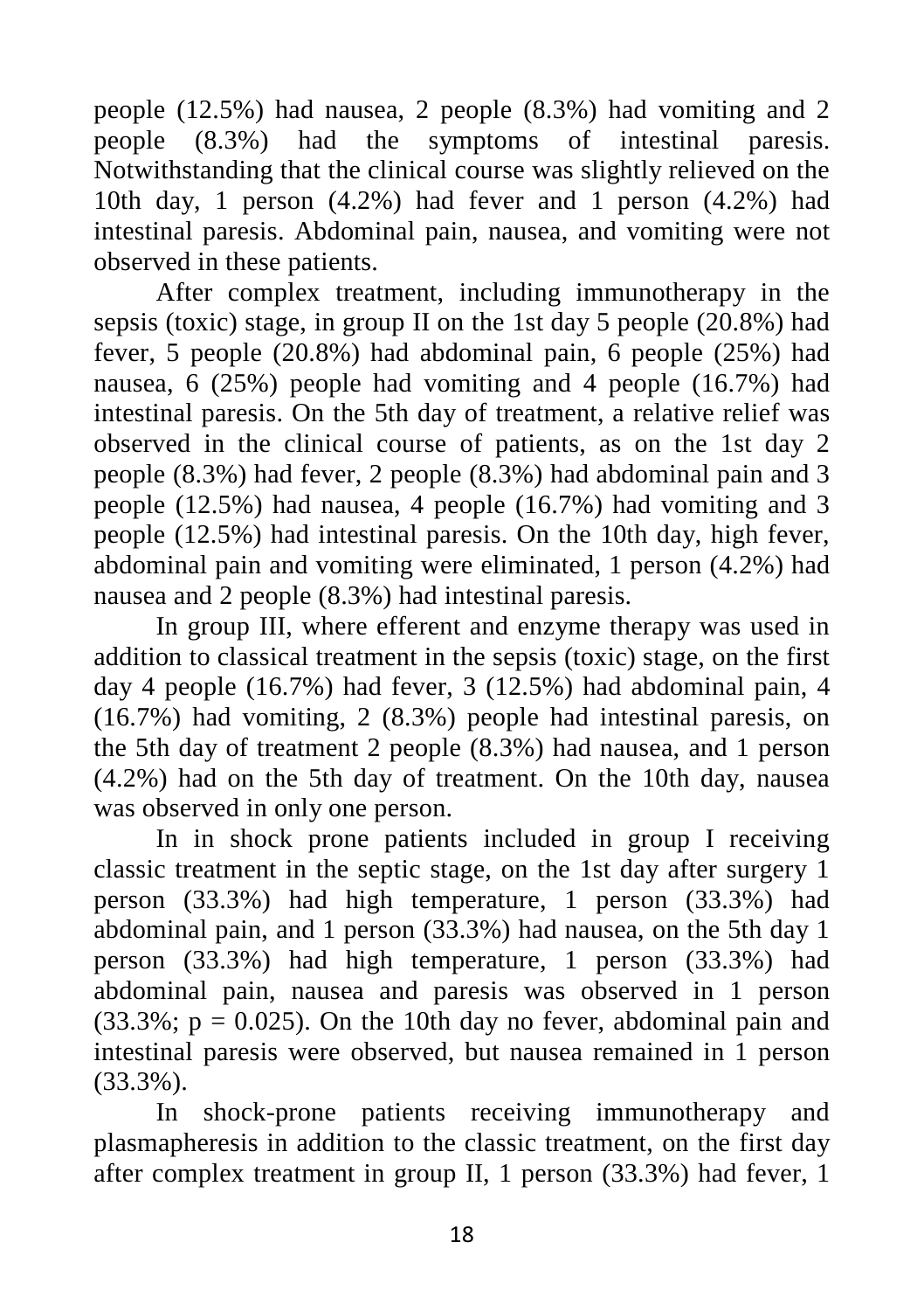people (12.5%) had nausea, 2 people (8.3%) had vomiting and 2 people (8.3%) had the symptoms of intestinal paresis. Notwithstanding that the clinical course was slightly relieved on the 10th day, 1 person (4.2%) had fever and 1 person (4.2%) had intestinal paresis. Abdominal pain, nausea, and vomiting were not observed in these patients.

After complex treatment, including immunotherapy in the sepsis (toxic) stage, in group II on the 1st day 5 people (20.8%) had fever, 5 people (20.8%) had abdominal pain, 6 people (25%) had nausea, 6 (25%) people had vomiting and 4 people (16.7%) had intestinal paresis. On the 5th day of treatment, a relative relief was observed in the clinical course of patients, as on the 1st day 2 people (8.3%) had fever, 2 people (8.3%) had abdominal pain and 3 people (12.5%) had nausea, 4 people (16.7%) had vomiting and 3 people (12.5%) had intestinal paresis. On the 10th day, high fever, abdominal pain and vomiting were eliminated, 1 person (4.2%) had nausea and 2 people (8.3%) had intestinal paresis.

In group III, where efferent and enzyme therapy was used in addition to classical treatment in the sepsis (toxic) stage, on the first day 4 people (16.7%) had fever, 3 (12.5%) had abdominal pain, 4 (16.7%) had vomiting, 2 (8.3%) people had intestinal paresis, on the 5th day of treatment 2 people (8.3%) had nausea, and 1 person (4.2%) had on the 5th day of treatment. On the 10th day, nausea was observed in only one person.

In in shock prone patients included in group I receiving classic treatment in the septic stage, on the 1st day after surgery 1 person (33.3%) had high temperature, 1 person (33.3%) had abdominal pain, and 1 person (33.3%) had nausea, on the 5th day 1 person (33.3%) had high temperature, 1 person (33.3%) had abdominal pain, nausea and paresis was observed in 1 person (33.3%; $p = 0.025$). On the 10th day no fever, abdominal pain and intestinal paresis were observed, but nausea remained in 1 person (33.3%).

In shock-prone patients receiving immunotherapy and plasmapheresis in addition to the classic treatment, on the first day after complex treatment in group II, 1 person (33.3%) had fever, 1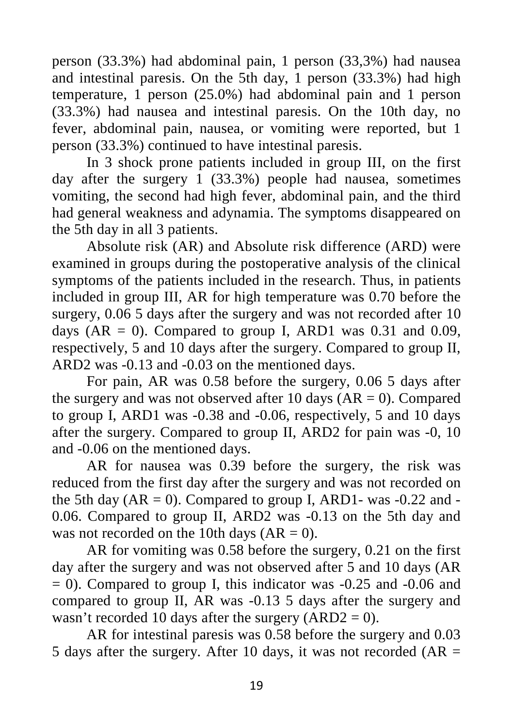person (33.3%) had abdominal pain, 1 person (33,3%) had nausea and intestinal paresis. On the 5th day, 1 person (33.3%) had high temperature, 1 person (25.0%) had abdominal pain and 1 person (33.3%) had nausea and intestinal paresis. On the 10th day, no fever, abdominal pain, nausea, or vomiting were reported, but 1 person (33.3%) continued to have intestinal paresis.

In 3 shock prone patients included in group III, on the first day after the surgery 1 (33.3%) people had nausea, sometimes vomiting, the second had high fever, abdominal pain, and the third had general weakness and adynamia. The symptoms disappeared on the 5th day in all 3 patients.

Absolute risk (AR) and Absolute risk difference (ARD) were examined in groups during the postoperative analysis of the clinical symptoms of the patients included in the research. Thus, in patients included in group III, AR for high temperature was 0.70 before the surgery, 0.06 5 days after the surgery and was not recorded after 10 days (AR = 0). Compared to group I, ARD1 was 0.31 and 0.09, respectively, 5 and 10 days after the surgery. Compared to group II, ARD2 was -0.13 and -0.03 on the mentioned days.

For pain, AR was 0.58 before the surgery, 0.06 5 days after the surgery and was not observed after 10 days (AR = 0). Compared to group I, ARD1 was -0.38 and -0.06, respectively, 5 and 10 days after the surgery. Compared to group II, ARD2 for pain was -0, 10 and -0.06 on the mentioned days.

AR for nausea was 0.39 before the surgery, the risk was reduced from the first day after the surgery and was not recorded on the 5th day (AR = 0). Compared to group I, ARD1- was -0.22 and -0.06. Compared to group II, ARD2 was -0.13 on the 5th day and was not recorded on the 10th days (AR = 0).

AR for vomiting was 0.58 before the surgery, 0.21 on the first day after the surgery and was not observed after 5 and 10 days (AR = 0). Compared to group I, this indicator was -0.25 and -0.06 and compared to group II, AR was -0.13 5 days after the surgery and wasn't recorded 10 days after the surgery (ARD2 = 0).

AR for intestinal paresis was 0.58 before the surgery and 0.03 5 days after the surgery. After 10 days, it was not recorded (AR =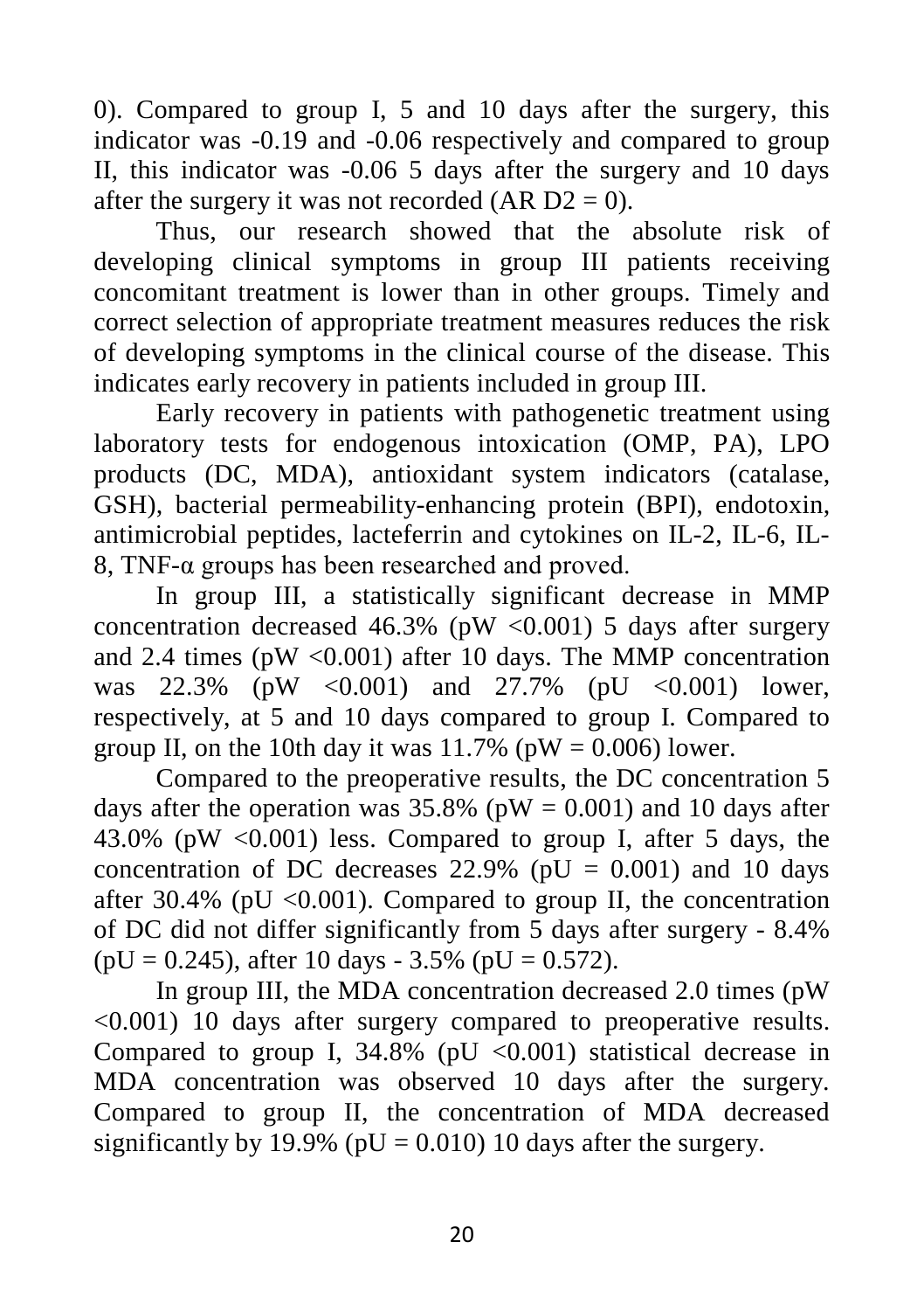0). Compared to group I, 5 and 10 days after the surgery, this indicator was -0.19 and -0.06 respectively and compared to group II, this indicator was -0.06 5 days after the surgery and 10 days after the surgery it was not recorded (AR $D2 = 0$).

Thus, our research showed that the absolute risk of developing clinical symptoms in group III patients receiving concomitant treatment is lower than in other groups. Timely and correct selection of appropriate treatment measures reduces the risk of developing symptoms in the clinical course of the disease. This indicates early recovery in patients included in group III.

Early recovery in patients with pathogenetic treatment using laboratory tests for endogenous intoxication (OMP, PA), LPO products (DC, MDA), antioxidant system indicators (catalase, GSH), bacterial permeability-enhancing protein (BPI), endotoxin, antimicrobial peptides, lacteferrin and cytokines on IL-2, IL-6, IL-8, TNF-α groups has been researched and proved.

In group III, a statistically significant decrease in MMP concentration decreased 46.3% ($pW < 0.001$) 5 days after surgery and 2.4 times ($pW < 0.001$) after 10 days. The MMP concentration was 22.3% ($pW < 0.001$) and 27.7% ($pU < 0.001$) lower, respectively, at 5 and 10 days compared to group I. Compared to group II, on the 10th day it was 11.7% ($pW = 0.006$) lower.

Compared to the preoperative results, the DC concentration 5 days after the operation was 35.8% ($pW = 0.001$) and 10 days after 43.0% ($pW < 0.001$) less. Compared to group I, after 5 days, the concentration of DC decreases 22.9% ($pU = 0.001$) and 10 days after 30.4% ($pU < 0.001$). Compared to group II, the concentration of DC did not differ significantly from 5 days after surgery - 8.4% ($pU = 0.245$), after 10 days - 3.5% ($pU = 0.572$).

In group III, the MDA concentration decreased 2.0 times ($pW < 0.001$) 10 days after surgery compared to preoperative results. Compared to group I, 34.8% ($pU < 0.001$) statistical decrease in MDA concentration was observed 10 days after the surgery. Compared to group II, the concentration of MDA decreased significantly by 19.9% ($pU = 0.010$) 10 days after the surgery.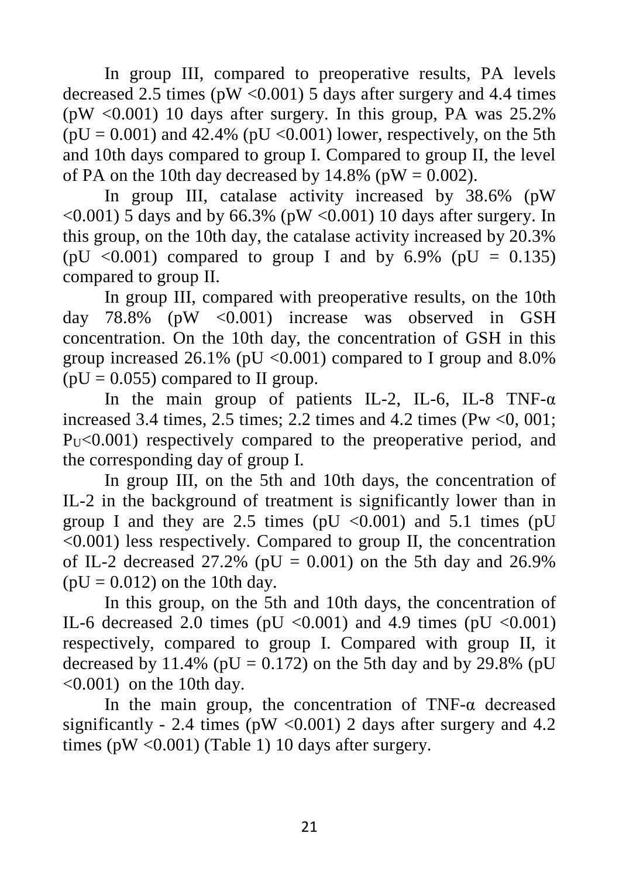In group III, compared to preoperative results, PA levels decreased 2.5 times ($pW < 0.001$) 5 days after surgery and 4.4 times ($pW < 0.001$) 10 days after surgery. In this group, PA was 25.2% ($pU = 0.001$) and 42.4% ($pU < 0.001$) lower, respectively, on the 5th and 10th days compared to group I. Compared to group II, the level of PA on the 10th day decreased by 14.8% ($pW = 0.002$).

In group III, catalase activity increased by 38.6% ($pW < 0.001$) 5 days and by 66.3% ($pW < 0.001$) 10 days after surgery. In this group, on the 10th day, the catalase activity increased by 20.3% ($pU < 0.001$) compared to group I and by 6.9% ($pU = 0.135$) compared to group II.

In group III, compared with preoperative results, on the 10th day 78.8% ($pW < 0.001$) increase was observed in GSH concentration. On the 10th day, the concentration of GSH in this group increased 26.1% ($pU < 0.001$) compared to I group and 8.0% ($pU = 0.055$) compared to II group.

In the main group of patients IL-2, IL-6, IL-8 TNF-α increased 3.4 times, 2.5 times; 2.2 times and 4.2 times ($Pw < 0, 001$; $P_U < 0.001$) respectively compared to the preoperative period, and the corresponding day of group I.

In group III, on the 5th and 10th days, the concentration of IL-2 in the background of treatment is significantly lower than in group I and they are 2.5 times ($pU < 0.001$) and 5.1 times ($pU < 0.001$) less respectively. Compared to group II, the concentration of IL-2 decreased 27.2% ($pU = 0.001$) on the 5th day and 26.9% ($pU = 0.012$) on the 10th day.

In this group, on the 5th and 10th days, the concentration of IL-6 decreased 2.0 times ($pU < 0.001$) and 4.9 times ($pU < 0.001$) respectively, compared to group I. Compared with group II, it decreased by 11.4% ($pU = 0.172$) on the 5th day and by 29.8% ($pU < 0.001$) on the 10th day.

In the main group, the concentration of TNF-α decreased significantly - 2.4 times ($pW < 0.001$) 2 days after surgery and 4.2 times ($pW < 0.001$) (Table 1) 10 days after surgery.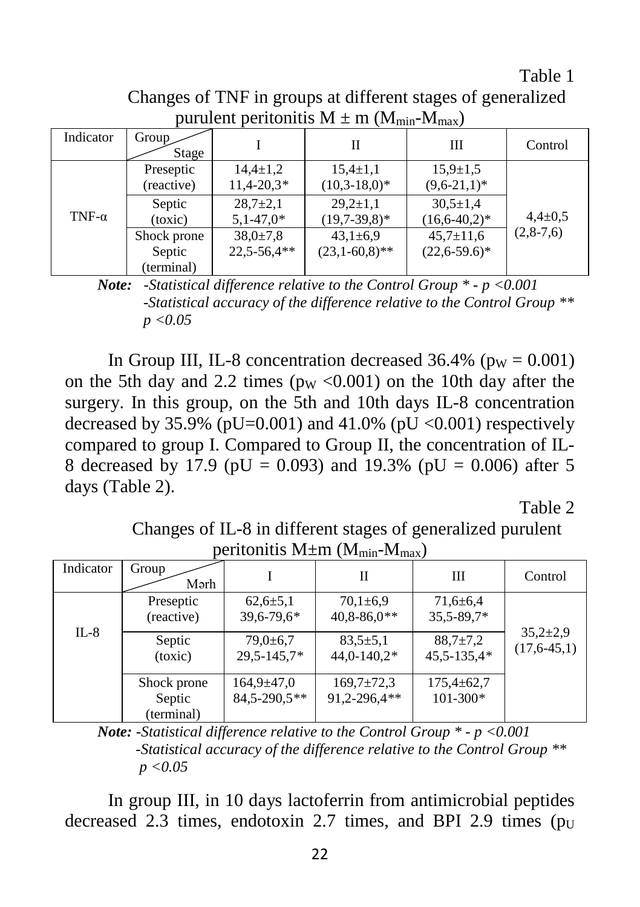Table 1

Changes of TNF in groups at different stages of generalized purulent peritonitis $M \pm m$ ($M_{min}$-$M_{max}$)

| Indicator | Group / Stage | I | II | III | Control |
|---|---|---|---|---|---|
| TNF-α | Preseptic (reactive) | 14,4±1,2 11,4-20,3* | 15,4±1,1 (10,3-18,0)* | 15,9±1,5 (9,6-21,1)* | 4,4±0,5 (2,8-7,6) |
| | Septic (toxic) | 28,7±2,1 5,1-47,0* | 29,2±1,1 (19,7-39,8)* | 30,5±1,4 (16,6-40,2)* | |
| | Shock prone Septic (terminal) | 38,0±7,8 22,5-56,4** | 43,1±6,9 (23,1-60,8)** | 45,7±11,6 (22,6-59.6)* | |

***Note:*** *-Statistical difference relative to the Control Group * - p <0.001*
*-Statistical accuracy of the difference relative to the Control Group ** p <0.05*

In Group III, IL-8 concentration decreased 36.4% ($p_W = 0.001$) on the 5th day and 2.2 times ($p_W < 0.001$) on the 10th day after the surgery. In this group, on the 5th and 10th days IL-8 concentration decreased by 35.9% (pU=0.001) and 41.0% (pU <0.001) respectively compared to group I. Compared to Group II, the concentration of IL-8 decreased by 17.9 (pU = 0.093) and 19.3% (pU = 0.006) after 5 days (Table 2).

Table 2

Changes of IL-8 in different stages of generalized purulent peritonitis $M \pm m$ ($M_{min}$-$M_{max}$)

| Indicator | Group / Mərh | I | II | III | Control |
|---|---|---|---|---|---|
| IL-8 | Preseptic (reactive) | 62,6±5,1 39,6-79,6* | 70,1±6,9 40,8-86,0** | 71,6±6,4 35,5-89,7* | 35,2±2,9 (17,6-45,1) |
| | Septic (toxic) | 79,0±6,7 29,5-145,7* | 83,5±5,1 44,0-140,2* | 88,7±7,2 45,5-135,4* | |
| | Shock prone Septic (terminal) | 164,9±47,0 84,5-290,5** | 169,7±72,3 91,2-296,4** | 175,4±62,7 101-300* | |

***Note:*** *-Statistical difference relative to the Control Group * - p <0.001*
*-Statistical accuracy of the difference relative to the Control Group ** p <0.05*

In group III, in 10 days lactoferrin from antimicrobial peptides decreased 2.3 times, endotoxin 2.7 times, and BPI 2.9 times ($p_U$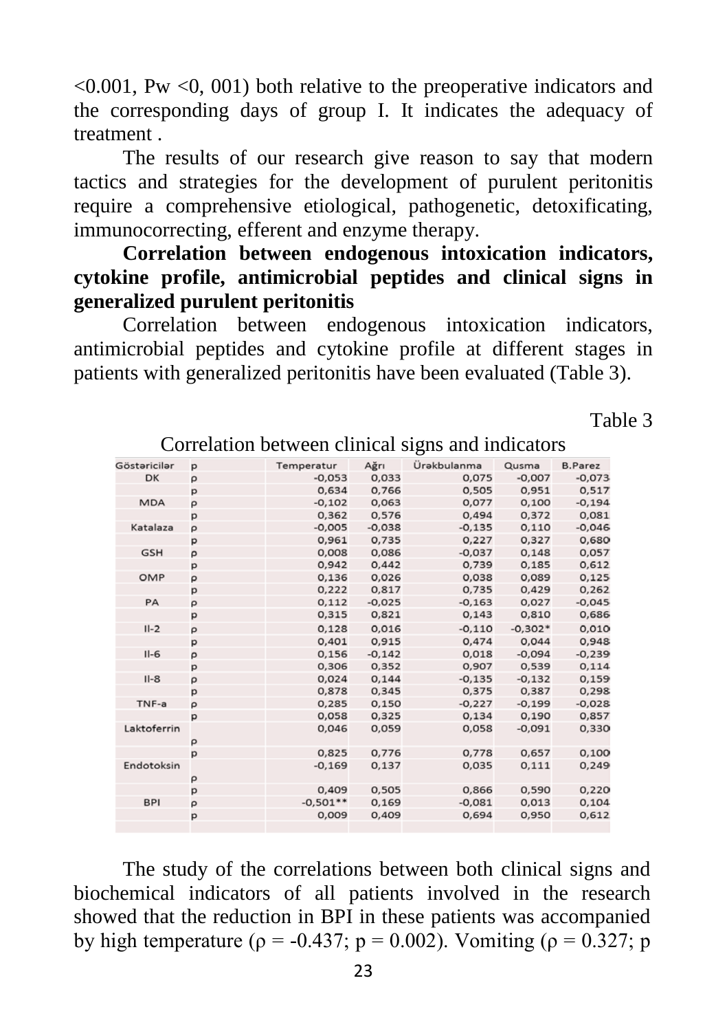<0.001, Pw <0, 001) both relative to the preoperative indicators and the corresponding days of group I. It indicates the adequacy of treatment .

The results of our research give reason to say that modern tactics and strategies for the development of purulent peritonitis require a comprehensive etiological, pathogenetic, detoxificating, immunocorrecting, efferent and enzyme therapy.

**Correlation between endogenous intoxication indicators, cytokine profile, antimicrobial peptides and clinical signs in generalized purulent peritonitis**

Correlation between endogenous intoxication indicators, antimicrobial peptides and cytokine profile at different stages in patients with generalized peritonitis have been evaluated (Table 3).

Table 3

Correlation between clinical signs and indicators

| Göstəricilər | p | Temperatur | Ağrı | Ürəkbulanma | Qusma | B.Parez |
|---|---|---|---|---|---|---|
| DK | ρ | -0,053 | 0,033 | 0,075 | -0,007 | -0,073 |
| | p | 0,634 | 0,766 | 0,505 | 0,951 | 0,517 |
| MDA | ρ | -0,102 | 0,063 | 0,077 | 0,100 | -0,194 |
| | p | 0,362 | 0,576 | 0,494 | 0,372 | 0,081 |
| Katalaza | ρ | -0,005 | -0,038 | -0,135 | 0,110 | -0,046 |
| | p | 0,961 | 0,735 | 0,227 | 0,327 | 0,680 |
| GSH | ρ | 0,008 | 0,086 | -0,037 | 0,148 | 0,057 |
| | p | 0,942 | 0,442 | 0,739 | 0,185 | 0,612 |
| OMP | ρ | 0,136 | 0,026 | 0,038 | 0,089 | 0,125 |
| | p | 0,222 | 0,817 | 0,735 | 0,429 | 0,262 |
| PA | ρ | 0,112 | -0,025 | -0,163 | 0,027 | -0,045 |
| | p | 0,315 | 0,821 | 0,143 | 0,810 | 0,686 |
| Il-2 | ρ | 0,128 | 0,016 | -0,110 | -0,302* | 0,010 |
| | p | 0,401 | 0,915 | 0,474 | 0,044 | 0,948 |
| Il-6 | ρ | 0,156 | -0,142 | 0,018 | -0,094 | -0,239 |
| | p | 0,306 | 0,352 | 0,907 | 0,539 | 0,114 |
| Il-8 | ρ | 0,024 | 0,144 | -0,135 | -0,132 | 0,159 |
| | p | 0,878 | 0,345 | 0,375 | 0,387 | 0,298 |
| TNF-a | ρ | 0,285 | 0,150 | -0,227 | -0,199 | -0,028 |
| | p | 0,058 | 0,325 | 0,134 | 0,190 | 0,857 |
| Laktoferrin | ρ | 0,046 | 0,059 | 0,058 | -0,091 | 0,330 |
| | p | 0,825 | 0,776 | 0,778 | 0,657 | 0,100 |
| Endotoksin | ρ | -0,169 | 0,137 | 0,035 | 0,111 | 0,249 |
| | p | 0,409 | 0,505 | 0,866 | 0,590 | 0,220 |
| BPI | ρ | -0,501** | 0,169 | -0,081 | 0,013 | 0,104 |
| | p | 0,009 | 0,409 | 0,694 | 0,950 | 0,612 |

The study of the correlations between both clinical signs and biochemical indicators of all patients involved in the research showed that the reduction in BPI in these patients was accompanied by high temperature ($\rho = -0.437$; $p = 0.002$). Vomiting ($\rho = 0.327$; p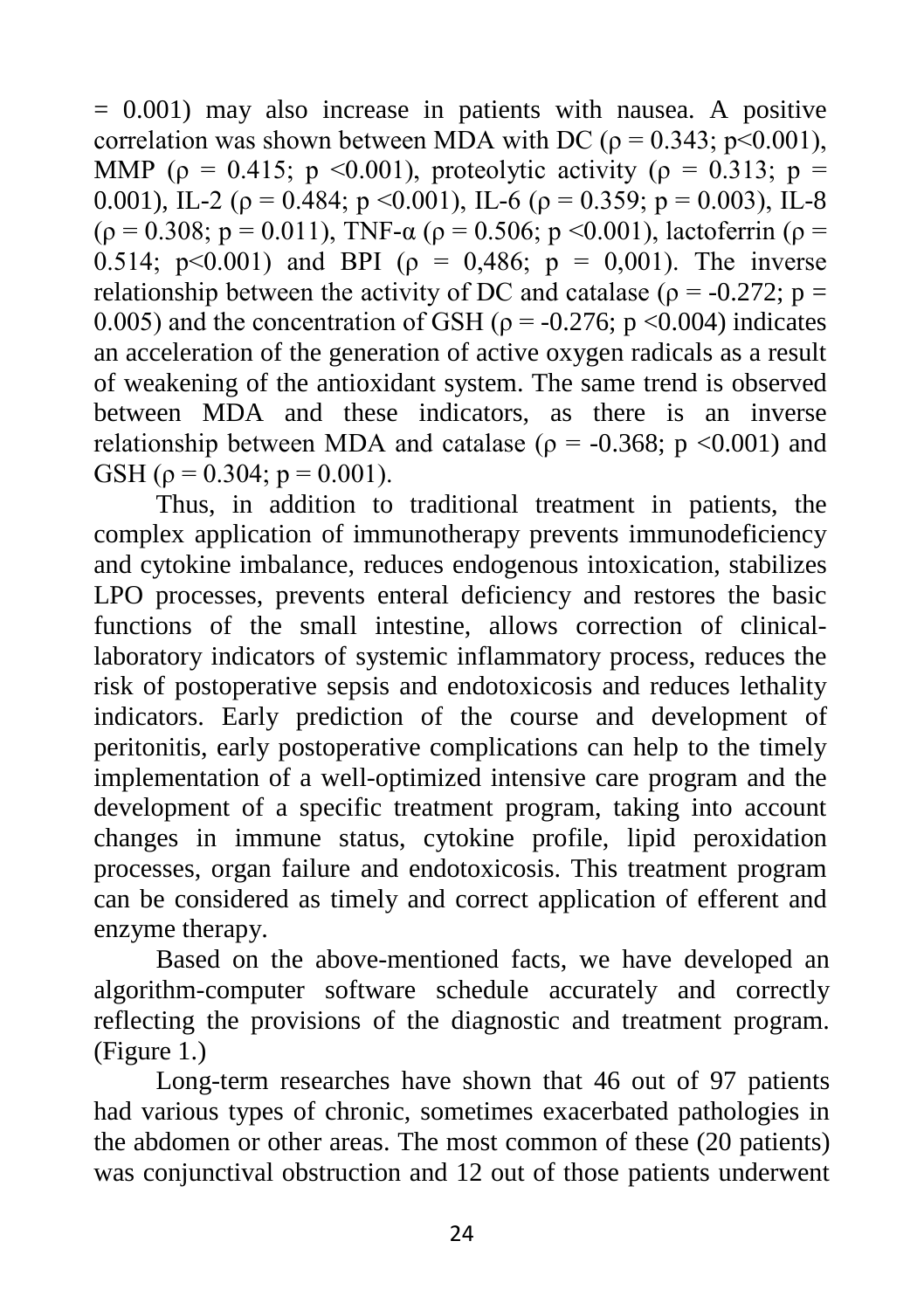= 0.001) may also increase in patients with nausea. A positive correlation was shown between MDA with DC ($\rho = 0.343$; $p<0.001$), MMP ($\rho = 0.415$; $p <0.001$), proteolytic activity ($\rho = 0.313$; $p = 0.001$), IL-2 ($\rho = 0.484$; $p <0.001$), IL-6 ($\rho = 0.359$; $p = 0.003$), IL-8 ($\rho = 0.308$; $p = 0.011$), TNF-α ($\rho = 0.506$; $p <0.001$), lactoferrin ($\rho = 0.514$; $p<0.001$) and BPI ($\rho = 0,486$; $p = 0,001$). The inverse relationship between the activity of DC and catalase ($\rho = -0.272$; $p = 0.005$) and the concentration of GSH ($\rho = -0.276$; $p <0.004$) indicates an acceleration of the generation of active oxygen radicals as a result of weakening of the antioxidant system. The same trend is observed between MDA and these indicators, as there is an inverse relationship between MDA and catalase ($\rho = -0.368$; $p <0.001$) and GSH ($\rho = 0.304$; $p = 0.001$).

Thus, in addition to traditional treatment in patients, the complex application of immunotherapy prevents immunodeficiency and cytokine imbalance, reduces endogenous intoxication, stabilizes LPO processes, prevents enteral deficiency and restores the basic functions of the small intestine, allows correction of clinical-laboratory indicators of systemic inflammatory process, reduces the risk of postoperative sepsis and endotoxicosis and reduces lethality indicators. Early prediction of the course and development of peritonitis, early postoperative complications can help to the timely implementation of a well-optimized intensive care program and the development of a specific treatment program, taking into account changes in immune status, cytokine profile, lipid peroxidation processes, organ failure and endotoxicosis. This treatment program can be considered as timely and correct application of efferent and enzyme therapy.

Based on the above-mentioned facts, we have developed an algorithm-computer software schedule accurately and correctly reflecting the provisions of the diagnostic and treatment program. (Figure 1.)

Long-term researches have shown that 46 out of 97 patients had various types of chronic, sometimes exacerbated pathologies in the abdomen or other areas. The most common of these (20 patients) was conjunctival obstruction and 12 out of those patients underwent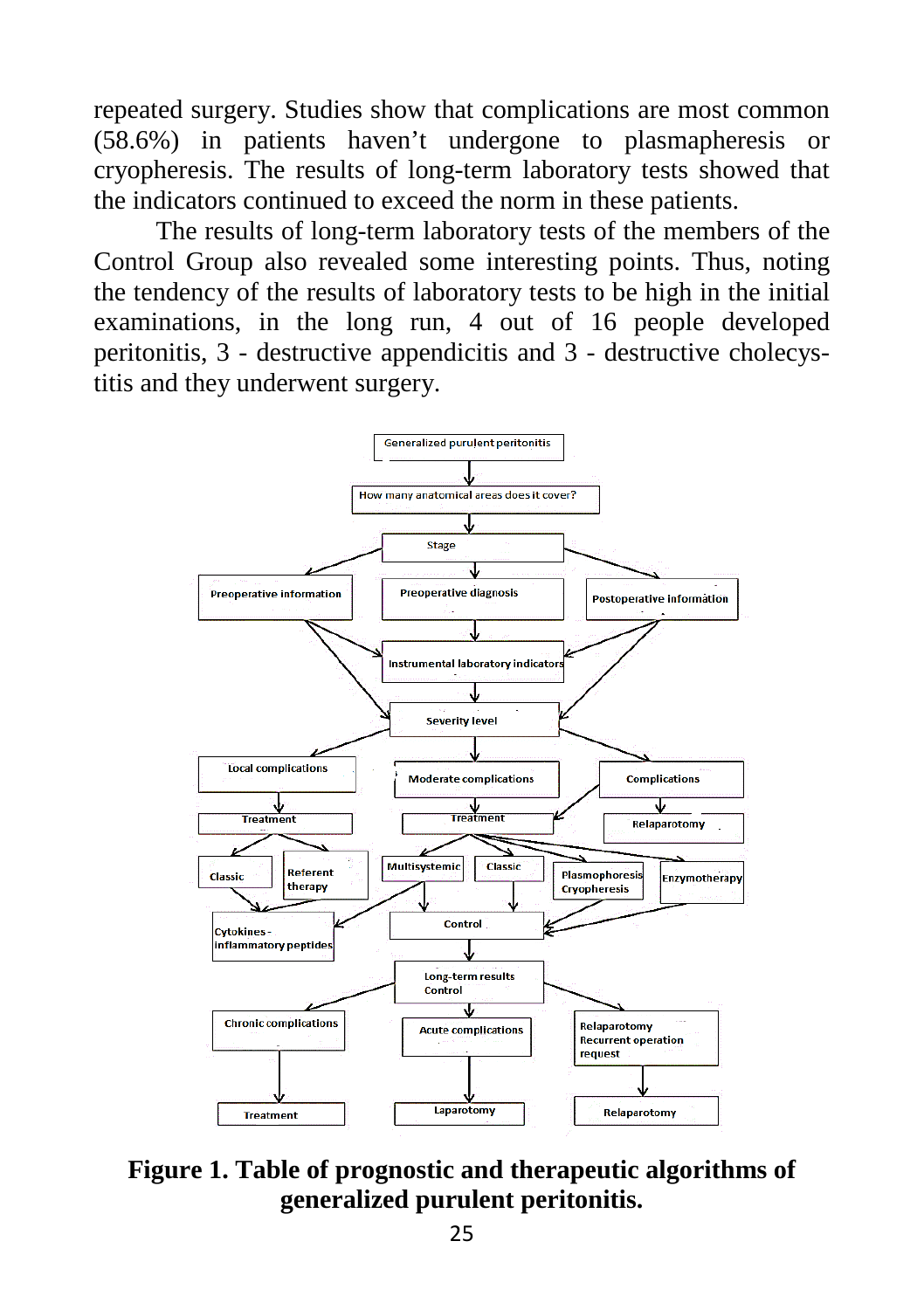repeated surgery. Studies show that complications are most common (58.6%) in patients haven't undergone to plasmapheresis or cryopheresis. The results of long-term laboratory tests showed that the indicators continued to exceed the norm in these patients.

The results of long-term laboratory tests of the members of the Control Group also revealed some interesting points. Thus, noting the tendency of the results of laboratory tests to be high in the initial examinations, in the long run, 4 out of 16 people developed peritonitis, 3 - destructive appendicitis and 3 - destructive cholecystitis and they underwent surgery.

**Figure 1. Table of prognostic and therapeutic algorithms of generalized purulent peritonitis.**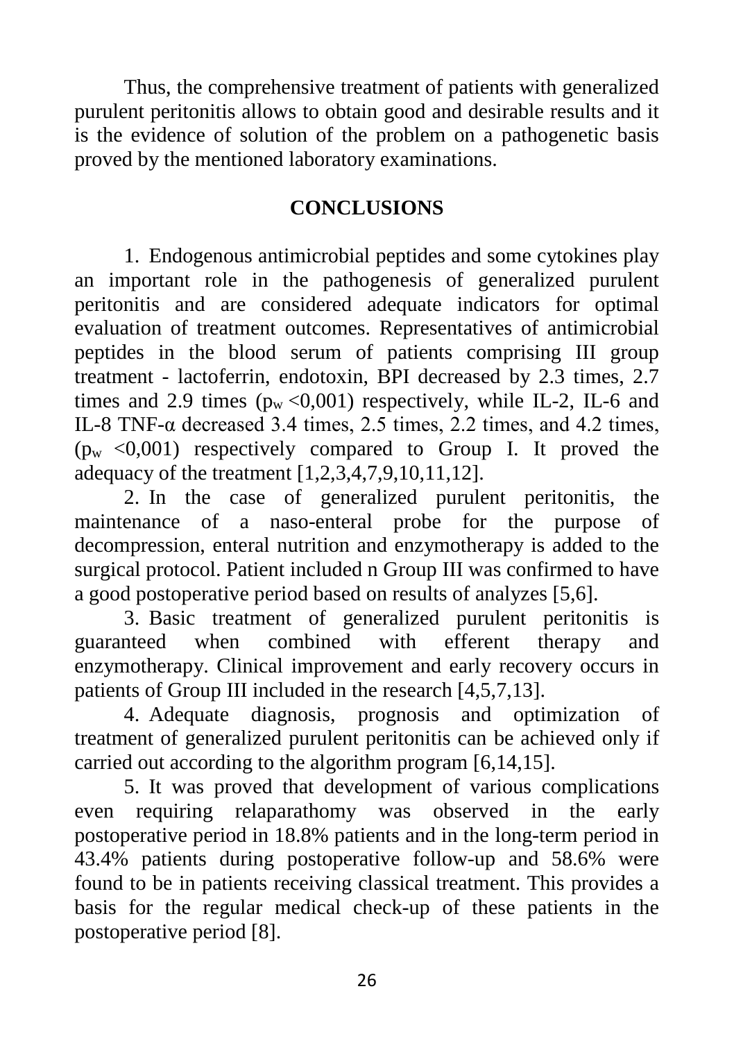Thus, the comprehensive treatment of patients with generalized purulent peritonitis allows to obtain good and desirable results and it is the evidence of solution of the problem on a pathogenetic basis proved by the mentioned laboratory examinations.

## CONCLUSIONS

1. Endogenous antimicrobial peptides and some cytokines play an important role in the pathogenesis of generalized purulent peritonitis and are considered adequate indicators for optimal evaluation of treatment outcomes. Representatives of antimicrobial peptides in the blood serum of patients comprising III group treatment - lactoferrin, endotoxin, BPI decreased by 2.3 times, 2.7 times and 2.9 times ($p_w$ <0,001) respectively, while IL-2, IL-6 and IL-8 TNF-α decreased 3.4 times, 2.5 times, 2.2 times, and 4.2 times, ($p_w$ <0,001) respectively compared to Group I. It proved the adequacy of the treatment [1,2,3,4,7,9,10,11,12].

2. In the case of generalized purulent peritonitis, the maintenance of a naso-enteral probe for the purpose of decompression, enteral nutrition and enzymotherapy is added to the surgical protocol. Patient included n Group III was confirmed to have a good postoperative period based on results of analyzes [5,6].

3. Basic treatment of generalized purulent peritonitis is guaranteed when combined with efferent therapy and enzymotherapy. Clinical improvement and early recovery occurs in patients of Group III included in the research [4,5,7,13].

4. Adequate diagnosis, prognosis and optimization of treatment of generalized purulent peritonitis can be achieved only if carried out according to the algorithm program [6,14,15].

5. It was proved that development of various complications even requiring relaparathomy was observed in the early postoperative period in 18.8% patients and in the long-term period in 43.4% patients during postoperative follow-up and 58.6% were found to be in patients receiving classical treatment. This provides a basis for the regular medical check-up of these patients in the postoperative period [8].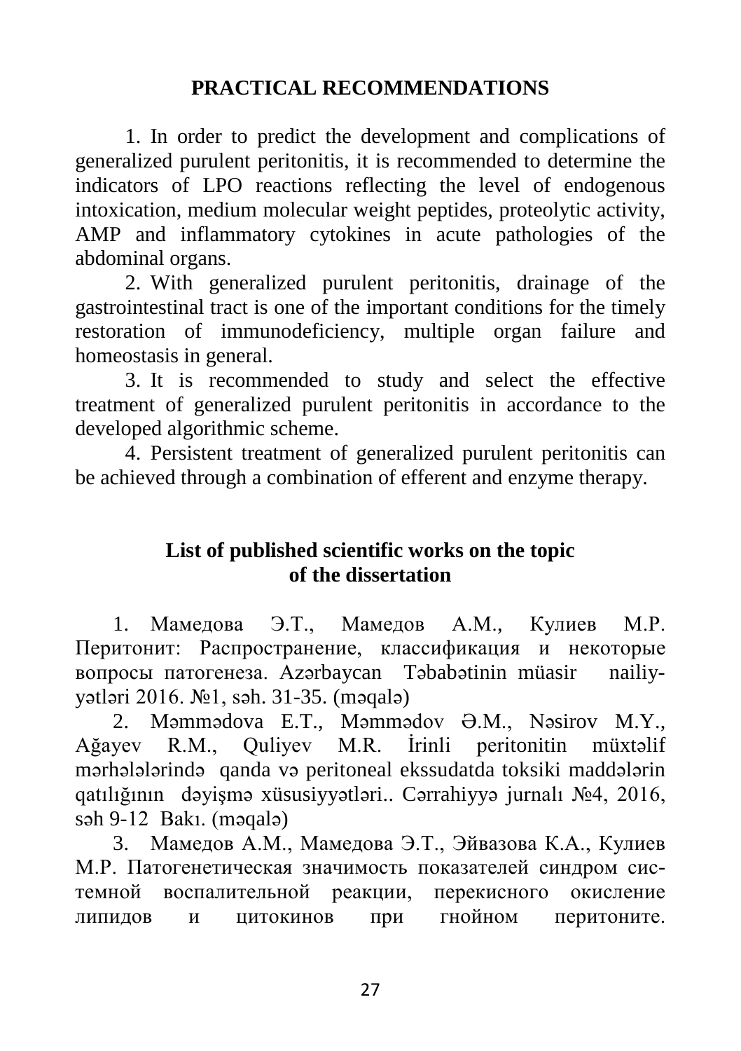## PRACTICAL RECOMMENDATIONS

1. In order to predict the development and complications of generalized purulent peritonitis, it is recommended to determine the indicators of LPO reactions reflecting the level of endogenous intoxication, medium molecular weight peptides, proteolytic activity, AMP and inflammatory cytokines in acute pathologies of the abdominal organs.

2. With generalized purulent peritonitis, drainage of the gastrointestinal tract is one of the important conditions for the timely restoration of immunodeficiency, multiple organ failure and homeostasis in general.

3. It is recommended to study and select the effective treatment of generalized purulent peritonitis in accordance to the developed algorithmic scheme.

4. Persistent treatment of generalized purulent peritonitis can be achieved through a combination of efferent and enzyme therapy.

## List of published scientific works on the topic of the dissertation

1. Мамедова Э.Т., Мамедов А.М., Кулиев М.Р. Перитонит: Распространение, классификация и некоторые вопросы патогенеза. Azərbaycan Təbabətinin müasir nailiy-yətləri 2016. №1, səh. 31-35. (məqalə)
2. Məmmədova E.T., Məmmədov Ə.M., Nəsirov M.Y., Ağayev R.M., Quliyev M.R. İrinli peritonitin müxtəlif mərhələlərində qanda və peritoneal ekssudatda toksiki maddələrin qatılığının dəyişmə xüsusiyyətləri.. Cərrahiyyə jurnalı №4, 2016, səh 9-12 Bakı. (məqalə)
3. Мамедов А.М., Мамедова Э.Т., Эйвазова К.А., Кулиев М.Р. Патогенетическая значимость показателей синдром системной воспалительной реакции, перекисного окисление липидов и цитокинов при гнойном перитоните.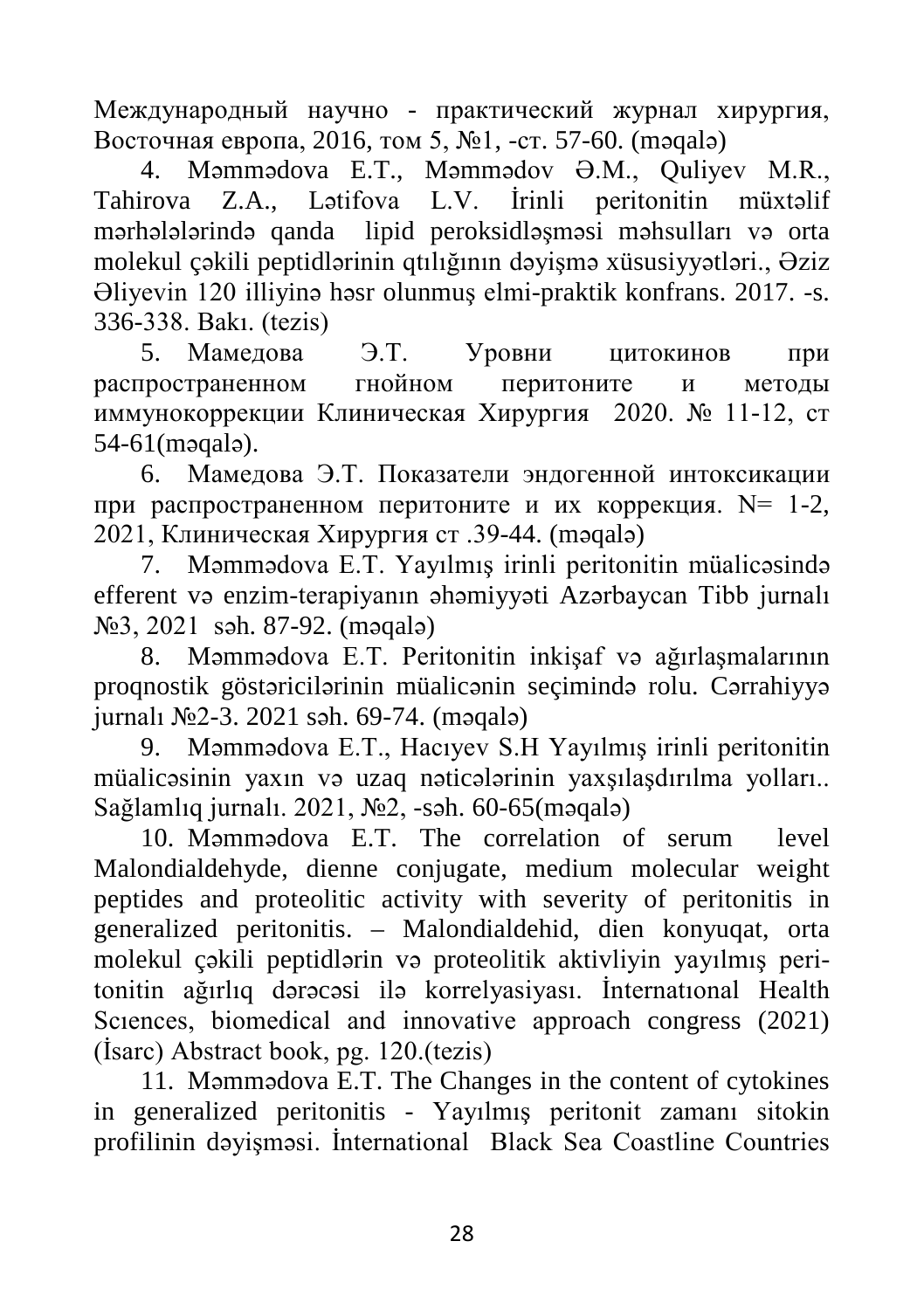Международный научно - практический журнал хирургия, Восточная европа, 2016, том 5, №1, -ст. 57-60. (məqalə)

4. Məmmədova E.T., Məmmədov Ə.M., Quliyev M.R., Tahirova Z.A., Lətifova L.V. İrinli peritonitin müxtəlif mərhələlərində qanda lipid peroksidləşməsi məhsulları və orta molekul çəkili peptidlərinin qtılığının dəyişmə xüsusiyyətləri., Əziz Əliyevin 120 illiyinə həsr olunmuş elmi-praktik konfrans. 2017. -s. 336-338. Bakı. (tezis)

5. Мамедова Э.Т. Уровни цитокинов при распространенном гнойном перитоните и методы иммунокоррекции Клиническая Хирургия 2020. № 11-12, ст 54-61(məqalə).

6. Мамедова Э.Т. Показатели эндогенной интоксикации при распространенном перитоните и их коррекция. N= 1-2, 2021, Клиническая Хирургия ст .39-44. (məqalə)

7. Məmmədova E.T. Yayılmış irinli peritonitin müalicəsində efferent və enzim-terapiyanın əhəmiyyəti Azərbaycan Tibb jurnalı №3, 2021 səh. 87-92. (məqalə)

8. Məmmədova E.T. Peritonitin inkişaf və ağırlaşmalarının proqnostik göstəricilərinin müalicənin seçimində rolu. Cərrahiyyə jurnalı №2-3. 2021 səh. 69-74. (məqalə)

9. Məmmədova E.T., Hacıyev S.H Yayılmış irinli peritonitin müalicəsinin yaxın və uzaq nəticələrinin yaxşılaşdırılma yolları.. Sağlamlıq jurnalı. 2021, №2, -səh. 60-65(məqalə)

10. Məmmədova E.T. The correlation of serum level Malondialdehyde, dienne conjugate, medium molecular weight peptides and proteolitic activity with severity of peritonitis in generalized peritonitis. – Malondialdehid, dien konyuqat, orta molekul çəkili peptidlərin və proteolitik aktivliyin yayılmış peritonitin ağırlıq dərəcəsi ilə korrelyasiyası. İnternatıonal Health Scıences, biomedical and innovative approach congress (2021) (İsarc) Abstract book, pg. 120.(tezis)

11. Məmmədova E.T. The Changes in the content of cytokines in generalized peritonitis - Yayılmış peritonit zamanı sitokin profilinin dəyişməsi. İnternational Black Sea Coastline Countries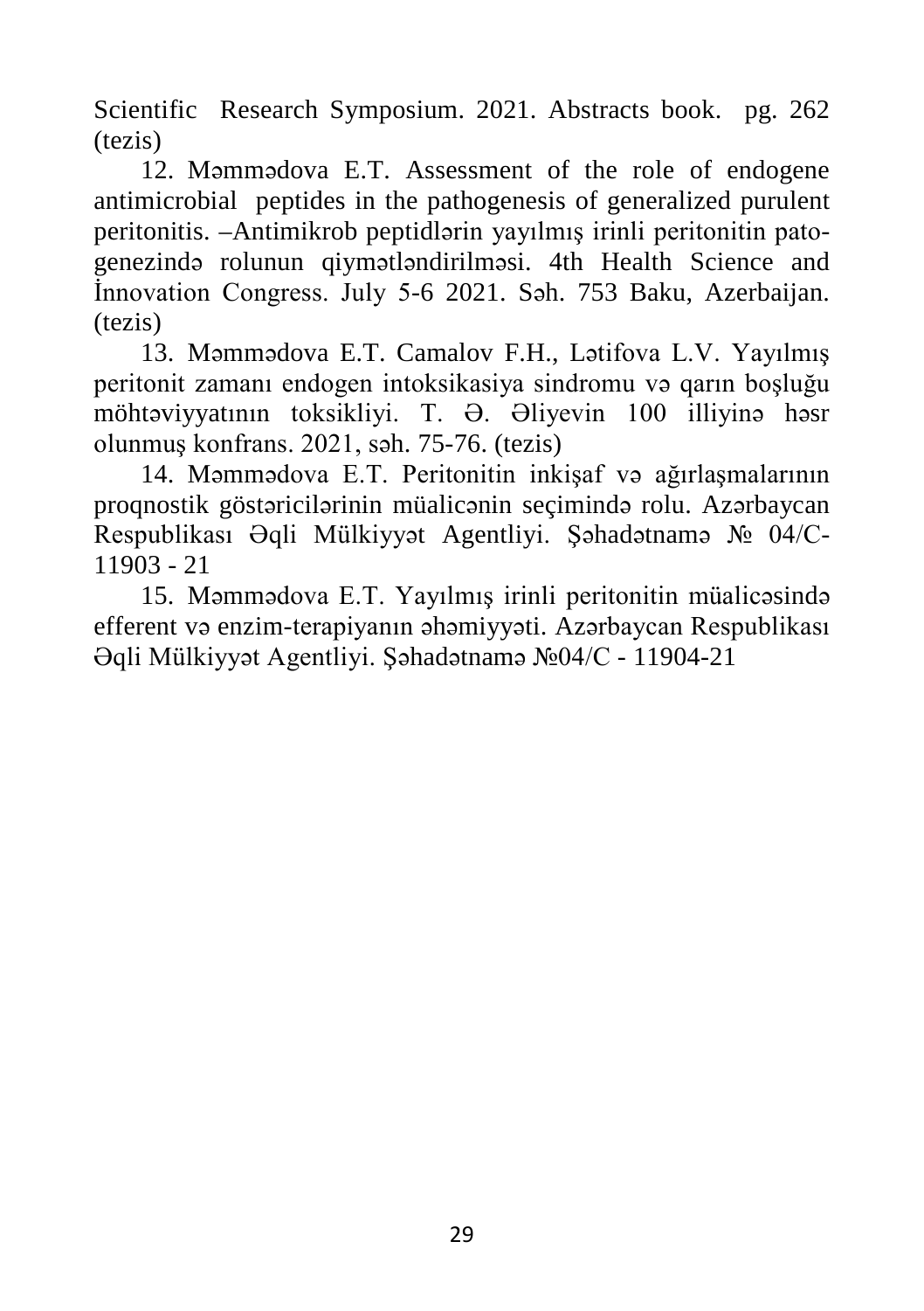Scientific Research Symposium. 2021. Abstracts book. pg. 262 (tezis)

12. Məmmədova E.T. Assessment of the role of endogene antimicrobial peptides in the pathogenesis of generalized purulent peritonitis. –Antimikrob peptidlərin yayılmış irinli peritonitin patogenezində rolunun qiymətləndirilməsi. 4th Health Science and İnnovation Congress. July 5-6 2021. Səh. 753 Baku, Azerbaijan. (tezis)

13. Məmmədova E.T. Camalov F.H., Lətifova L.V. Yayılmış peritonit zamanı endogen intoksikasiya sindromu və qarın boşluğu möhtəviyyatının toksikliyi. T. Ə. Əliyevin 100 illiyinə həsr olunmuş konfrans. 2021, səh. 75-76. (tezis)

14. Məmmədova E.T. Peritonitin inkişaf və ağırlaşmalarının proqnostik göstəricilərinin müalicənin seçimində rolu. Azərbaycan Respublikası Əqli Mülkiyyət Agentliyi. Şəhadətnamə № 04/C-11903 - 21

15. Məmmədova E.T. Yayılmış irinli peritonitin müalicəsində efferent və enzim-terapiyanın əhəmiyyəti. Azərbaycan Respublikası Əqli Mülkiyyət Agentliyi. Şəhadətnamə №04/C - 11904-21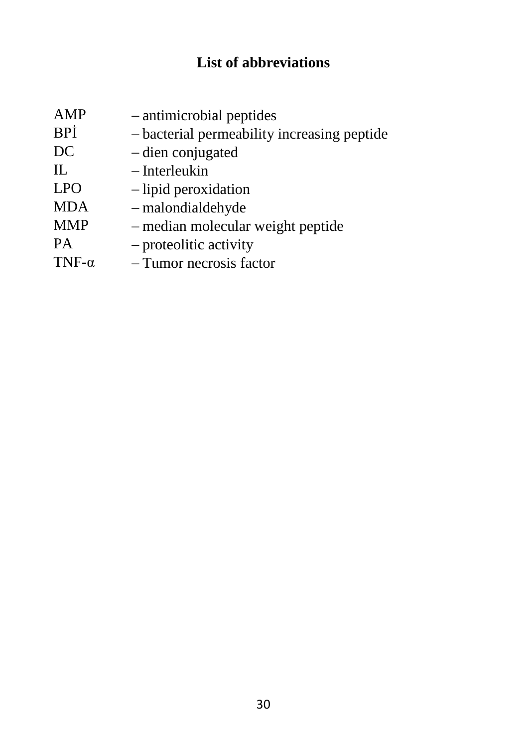# List of abbreviations

AMP – antimicrobial peptides
BPİ – bacterial permeability increasing peptide
DC – dien conjugated
IL – Interleukin
LPO – lipid peroxidation
MDA – malondialdehyde
MMP – median molecular weight peptide
PA – proteolitic activity
TNF-α – Tumor necrosis factor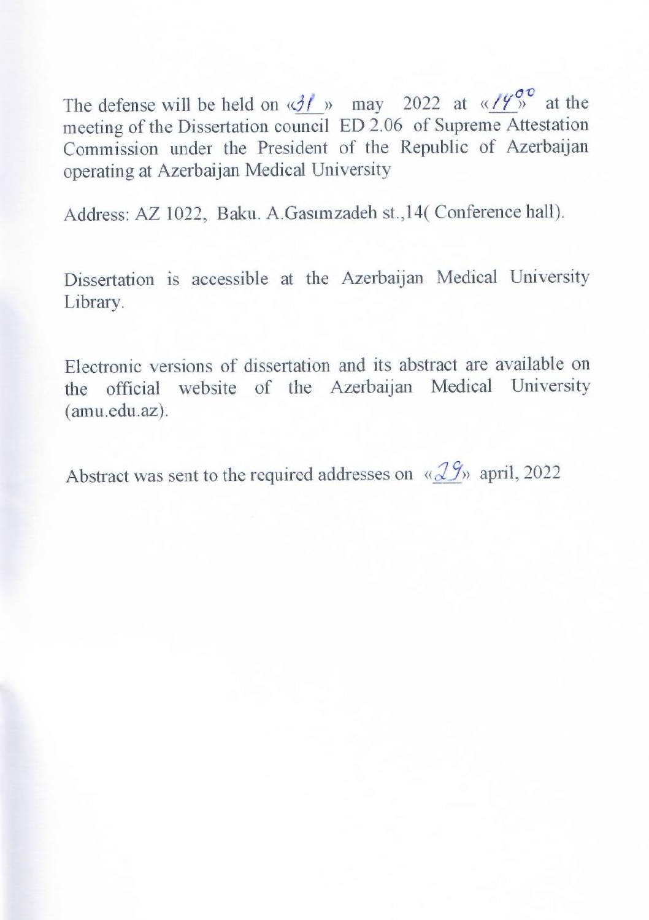The defense will be held on «31» may 2022 at «14$^{00}$» at the meeting of the Dissertation council ED 2.06 of Supreme Attestation Commission under the President of the Republic of Azerbaijan operating at Azerbaijan Medical University

Address: AZ 1022, Baku. A.Gasımzadeh st.,14( Conference hall).

Dissertation is accessible at the Azerbaijan Medical University Library.

Electronic versions of dissertation and its abstract are available on the official website of the Azerbaijan Medical University (amu.edu.az).

Abstract was sent to the required addresses on «29» april, 2022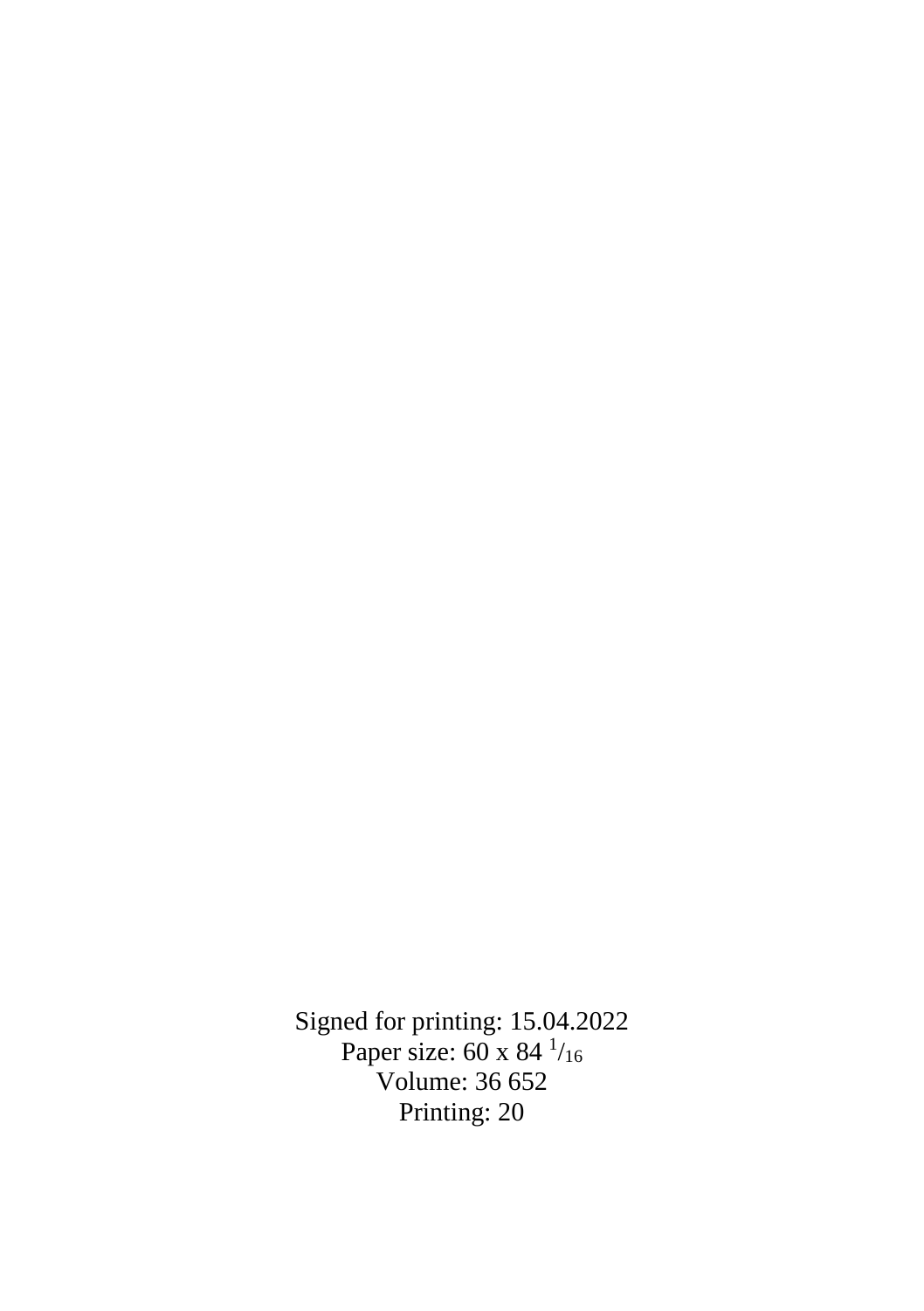Signed for printing: 15.04.2022

Paper size: 60 x 84 $^{1}/_{16}$

Volume: 36 652

Printing: 20